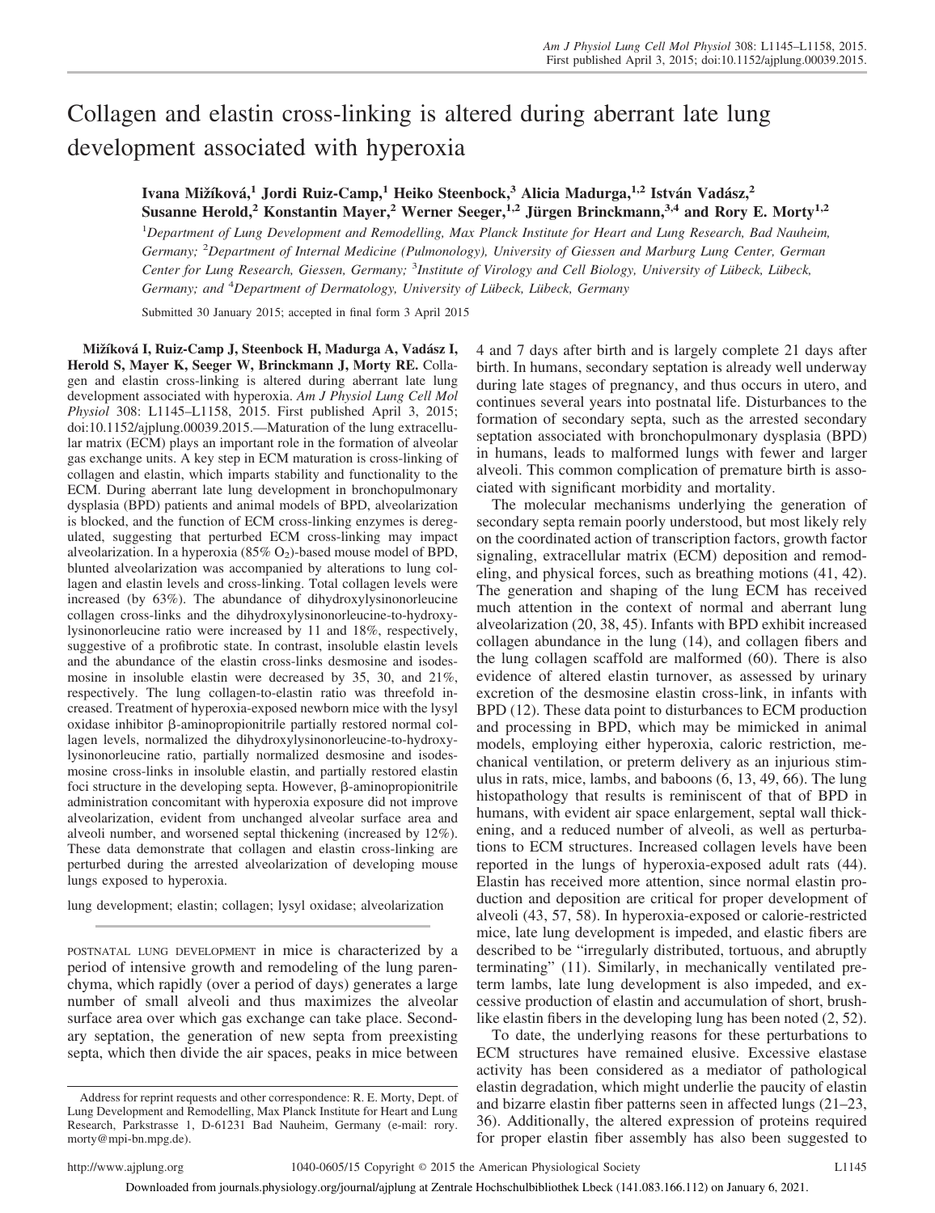# Collagen and elastin cross-linking is altered during aberrant late lung development associated with hyperoxia

**Ivana Mižíková,[1] Jordi Ruiz-Camp,[1] Heiko Steenbock,[3] Alicia Madurga,[1,2] István Vadász,[2] Susanne Herold,[2] Konstantin Mayer,[2] Werner Seeger,[1,2] Jürgen Brinckmann,[3,4] and Rory E. Morty[1,2]**

[1]*Department of Lung Development and Remodelling, Max Planck Institute for Heart and Lung Research, Bad Nauheim, Germany;* [2]*Department of Internal Medicine (Pulmonology), University of Giessen and Marburg Lung Center, German Center for Lung Research, Giessen, Germany;* [3]*Institute of Virology and Cell Biology, University of Lübeck, Lübeck, Germany; and* [4]*Department of Dermatology, University of Lübeck, Lübeck, Germany*

Submitted 30 January 2015; accepted in final form 3 April 2015

**Mižíková I, Ruiz-Camp J, Steenbock H, Madurga A, Vadász I, Herold S, Mayer K, Seeger W, Brinckmann J, Morty RE.** Collagen and elastin cross-linking is altered during aberrant late lung development associated with hyperoxia. *Am J Physiol Lung Cell Mol Physiol* 308: L1145–L1158, 2015. First published April 3, 2015; doi:10.1152/ajplung.00039.2015.—Maturation of the lung extracellular matrix (ECM) plays an important role in the formation of alveolar gas exchange units. A key step in ECM maturation is cross-linking of collagen and elastin, which imparts stability and functionality to the ECM. During aberrant late lung development in bronchopulmonary dysplasia (BPD) patients and animal models of BPD, alveolarization is blocked, and the function of ECM cross-linking enzymes is deregulated, suggesting that perturbed ECM cross-linking may impact alveolarization. In a hyperoxia (85% $O_2$)-based mouse model of BPD, blunted alveolarization was accompanied by alterations to lung collagen and elastin levels and cross-linking. Total collagen levels were increased (by 63%). The abundance of dihydroxylysinonorleucine collagen cross-links and the dihydroxylysinonorleucine-to-hydroxylysinonorleucine ratio were increased by 11 and 18%, respectively, suggestive of a profibrotic state. In contrast, insoluble elastin levels and the abundance of the elastin cross-links desmosine and isodesmosine in insoluble elastin were decreased by 35, 30, and 21%, respectively. The lung collagen-to-elastin ratio was threefold increased. Treatment of hyperoxia-exposed newborn mice with the lysyl oxidase inhibitor β-aminopropionitrile partially restored normal collagen levels, normalized the dihydroxylysinonorleucine-to-hydroxylysinonorleucine ratio, partially normalized desmosine and isodesmosine cross-links in insoluble elastin, and partially restored elastin foci structure in the developing septa. However, β-aminopropionitrile administration concomitant with hyperoxia exposure did not improve alveolarization, evident from unchanged alveolar surface area and alveoli number, and worsened septal thickening (increased by 12%). These data demonstrate that collagen and elastin cross-linking are perturbed during the arrested alveolarization of developing mouse lungs exposed to hyperoxia.

lung development; elastin; collagen; lysyl oxidase; alveolarization

POSTNATAL LUNG DEVELOPMENT in mice is characterized by a period of intensive growth and remodeling of the lung parenchyma, which rapidly (over a period of days) generates a large number of small alveoli and thus maximizes the alveolar surface area over which gas exchange can take place. Secondary septation, the generation of new septa from preexisting septa, which then divide the air spaces, peaks in mice between 4 and 7 days after birth and is largely complete 21 days after birth. In humans, secondary septation is already well underway during late stages of pregnancy, and thus occurs in utero, and continues several years into postnatal life. Disturbances to the formation of secondary septa, such as the arrested secondary septation associated with bronchopulmonary dysplasia (BPD) in humans, leads to malformed lungs with fewer and larger alveoli. This common complication of premature birth is associated with significant morbidity and mortality.

The molecular mechanisms underlying the generation of secondary septa remain poorly understood, but most likely rely on the coordinated action of transcription factors, growth factor signaling, extracellular matrix (ECM) deposition and remodeling, and physical forces, such as breathing motions (41, 42). The generation and shaping of the lung ECM has received much attention in the context of normal and aberrant lung alveolarization (20, 38, 45). Infants with BPD exhibit increased collagen abundance in the lung (14), and collagen fibers and the lung collagen scaffold are malformed (60). There is also evidence of altered elastin turnover, as assessed by urinary excretion of the desmosine elastin cross-link, in infants with BPD (12). These data point to disturbances to ECM production and processing in BPD, which may be mimicked in animal models, employing either hyperoxia, caloric restriction, mechanical ventilation, or preterm delivery as an injurious stimulus in rats, mice, lambs, and baboons (6, 13, 49, 66). The lung histopathology that results is reminiscent of that of BPD in humans, with evident air space enlargement, septal wall thickening, and a reduced number of alveoli, as well as perturbations to ECM structures. Increased collagen levels have been reported in the lungs of hyperoxia-exposed adult rats (44). Elastin has received more attention, since normal elastin production and deposition are critical for proper development of alveoli (43, 57, 58). In hyperoxia-exposed or calorie-restricted mice, late lung development is impeded, and elastic fibers are described to be "irregularly distributed, tortuous, and abruptly terminating" (11). Similarly, in mechanically ventilated preterm lambs, late lung development is also impeded, and excessive production of elastin and accumulation of short, brush-like elastin fibers in the developing lung has been noted (2, 52).

To date, the underlying reasons for these perturbations to ECM structures have remained elusive. Excessive elastase activity has been considered as a mediator of pathological elastin degradation, which might underlie the paucity of elastin and bizarre elastin fiber patterns seen in affected lungs (21–23, 36). Additionally, the altered expression of proteins required for proper elastin fiber assembly has also been suggested to

Address for reprint requests and other correspondence: R. E. Morty, Dept. of Lung Development and Remodelling, Max Planck Institute for Heart and Lung Research, Parkstrasse 1, D-61231 Bad Nauheim, Germany (e-mail: rory.morty@mpi-bn.mpg.de).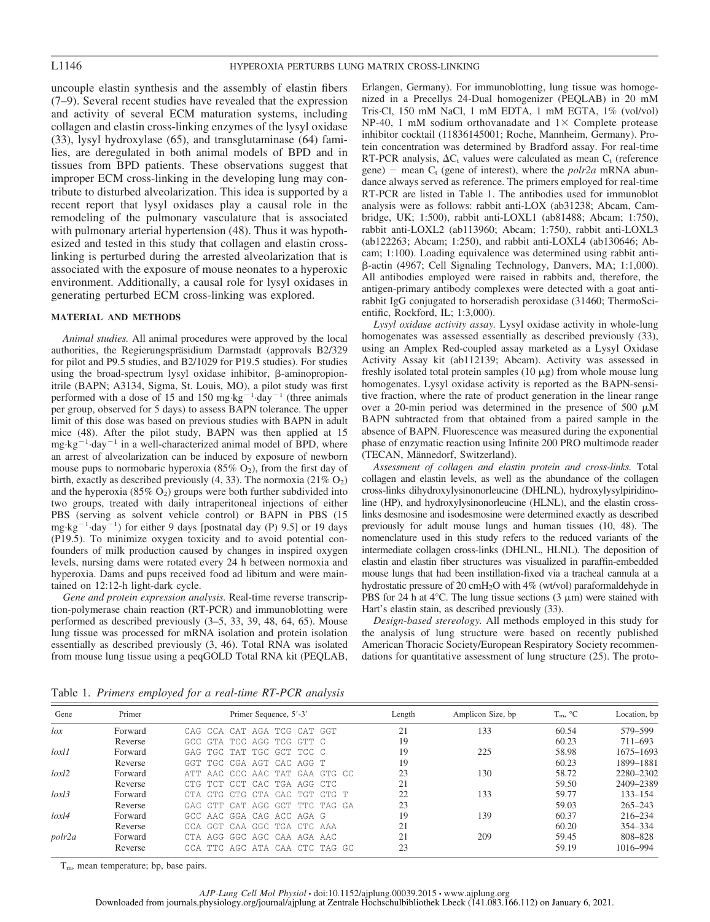uncouple elastin synthesis and the assembly of elastin fibers (7–9). Several recent studies have revealed that the expression and activity of several ECM maturation systems, including collagen and elastin cross-linking enzymes of the lysyl oxidase (33), lysyl hydroxylase (65), and transglutaminase (64) families, are deregulated in both animal models of BPD and in tissues from BPD patients. These observations suggest that improper ECM cross-linking in the developing lung may contribute to disturbed alveolarization. This idea is supported by a recent report that lysyl oxidases play a causal role in the remodeling of the pulmonary vasculature that is associated with pulmonary arterial hypertension (48). Thus it was hypothesized and tested in this study that collagen and elastin cross-linking is perturbed during the arrested alveolarization that is associated with the exposure of mouse neonates to a hyperoxic environment. Additionally, a causal role for lysyl oxidases in generating perturbed ECM cross-linking was explored.

## MATERIAL AND METHODS

*Animal studies.* All animal procedures were approved by the local authorities, the Regierungspräsidium Darmstadt (approvals B2/329 for pilot and P9.5 studies, and B2/1029 for P19.5 studies). For studies using the broad-spectrum lysyl oxidase inhibitor, β-aminopropionitrile (BAPN; A3134, Sigma, St. Louis, MO), a pilot study was first performed with a dose of 15 and 150 $mg \cdot kg^{-1} \cdot day^{-1}$ (three animals per group, observed for 5 days) to assess BAPN tolerance. The upper limit of this dose was based on previous studies with BAPN in adult mice (48). After the pilot study, BAPN was then applied at 15 $mg \cdot kg^{-1} \cdot day^{-1}$ in a well-characterized animal model of BPD, where an arrest of alveolarization can be induced by exposure of newborn mouse pups to normobaric hyperoxia (85% $O_2$), from the first day of birth, exactly as described previously (4, 33). The normoxia (21% $O_2$) and the hyperoxia (85% $O_2$) groups were both further subdivided into two groups, treated with daily intraperitoneal injections of either PBS (serving as solvent vehicle control) or BAPN in PBS (15 $mg \cdot kg^{-1} \cdot day^{-1}$) for either 9 days [postnatal day (P) 9.5] or 19 days (P19.5). To minimize oxygen toxicity and to avoid potential confounders of milk production caused by changes in inspired oxygen levels, nursing dams were rotated every 24 h between normoxia and hyperoxia. Dams and pups received food ad libitum and were maintained on 12:12-h light-dark cycle.

*Gene and protein expression analysis.* Real-time reverse transcription-polymerase chain reaction (RT-PCR) and immunoblotting were performed as described previously (3–5, 33, 39, 48, 64, 65). Mouse lung tissue was processed for mRNA isolation and protein isolation essentially as described previously (3, 46). Total RNA was isolated from mouse lung tissue using a peqGOLD Total RNA kit (PEQLAB, Erlangen, Germany). For immunoblotting, lung tissue was homogenized in a Precellys 24-Dual homogenizer (PEQLAB) in 20 mM Tris·Cl, 150 mM NaCl, 1 mM EDTA, 1 mM EGTA, 1% (vol/vol) NP-40, 1 mM sodium orthovanadate and 1× Complete protease inhibitor cocktail (11836145001; Roche, Mannheim, Germany). Protein concentration was determined by Bradford assay. For real-time RT-PCR analysis, $\Delta C_t$ values were calculated as mean $C_t$ (reference gene) − mean $C_t$ (gene of interest), where the *polr2a* mRNA abundance always served as reference. The primers employed for real-time RT-PCR are listed in Table 1. The antibodies used for immunoblot analysis were as follows: rabbit anti-LOX (ab31238; Abcam, Cambridge, UK; 1:500), rabbit anti-LOXL1 (ab81488; Abcam; 1:750), rabbit anti-LOXL2 (ab113960; Abcam; 1:750), rabbit anti-LOXL3 (ab122263; Abcam; 1:250), and rabbit anti-LOXL4 (ab130646; Abcam; 1:100). Loading equivalence was determined using rabbit anti-β-actin (4967; Cell Signaling Technology, Danvers, MA; 1:1,000). All antibodies employed were raised in rabbits and, therefore, the antigen-primary antibody complexes were detected with a goat anti-rabbit IgG conjugated to horseradish peroxidase (31460; ThermoScientific, Rockford, IL; 1:3,000).

*Lysyl oxidase activity assay.* Lysyl oxidase activity in whole-lung homogenates was assessed essentially as described previously (33), using an Amplex Red-coupled assay marketed as a Lysyl Oxidase Activity Assay kit (ab112139; Abcam). Activity was assessed in freshly isolated total protein samples (10 μg) from whole mouse lung homogenates. Lysyl oxidase activity is reported as the BAPN-sensitive fraction, where the rate of product generation in the linear range over a 20-min period was determined in the presence of 500 μM BAPN subtracted from that obtained from a paired sample in the absence of BAPN. Fluorescence was measured during the exponential phase of enzymatic reaction using Infinite 200 PRO multimode reader (TECAN, Männedorf, Switzerland).

*Assessment of collagen and elastin protein and cross-links.* Total collagen and elastin levels, as well as the abundance of the collagen cross-links dihydroxylysinonorleucine (DHLNL), hydroxylysylpiridinoline (HP), and hydroxylysinonorleucine (HLNL), and the elastin cross-links desmosine and isodesmosine were determined exactly as described previously for adult mouse lungs and human tissues (10, 48). The nomenclature used in this study refers to the reduced variants of the intermediate collagen cross-links (DHLNL, HLNL). The deposition of elastin and elastin fiber structures was visualized in paraffin-embedded mouse lungs that had been instillation-fixed via a tracheal cannula at a hydrostatic pressure of 20 $cmH_2O$ with 4% (wt/vol) paraformaldehyde in PBS for 24 h at 4°C. The lung tissue sections (3 μm) were stained with Hart's elastin stain, as described previously (33).

*Design-based stereology.* All methods employed in this study for the analysis of lung structure were based on recently published American Thoracic Society/European Respiratory Society recommendations for quantitative assessment of lung structure (25). The proto-

Table 1. *Primers employed for a real-time RT-PCR analysis*

| Gene | Primer | Primer Sequence, 5′-3′ | Length | Amplicon Size, bp | $T_m$, °C | Location, bp |
|---|---|---|---|---|---|---|
| *lox* | Forward | CAG CCA CAT AGA TCG CAT GGT | 21 | 133 | 60.54 | 579–599 |
| | Reverse | GCC GTA TCC AGG TCG GTT C | 19 | | 60.23 | 711–693 |
| *loxl1* | Forward | GAG TGC TAT TGC GCT TCC C | 19 | 225 | 58.98 | 1675–1693 |
| | Reverse | GGT TGC CGA AGT CAC AGG T | 19 | | 60.23 | 1899–1881 |
| *loxl2* | Forward | ATT AAC CCC AAC TAT GAA GTG CC | 23 | 130 | 58.72 | 2280–2302 |
| | Reverse | CTG TCT CCT CAC TGA AGG CTC | 21 | | 59.50 | 2409–2389 |
| *loxl3* | Forward | CTA CTG CTG CTA CAC TGT CTG T | 22 | 133 | 59.77 | 133–154 |
| | Reverse | GAC CTT CAT AGG GCT TTC TAG GA | 23 | | 59.03 | 265–243 |
| *loxl4* | Forward | GCC AAC GGA CAG ACC AGA G | 19 | 139 | 60.37 | 216–234 |
| | Reverse | CCA GGT CAA GGC TGA CTC AAA | 21 | | 60.20 | 354–334 |
| *polr2a* | Forward | CTA AGG GGC AGC CAA AGA AAC | 21 | 209 | 59.45 | 808–828 |
| | Reverse | CCA TTC AGC ATA CAA CTC TAG GC | 23 | | 59.19 | 1016–994 |

$T_m$, mean temperature; bp, base pairs.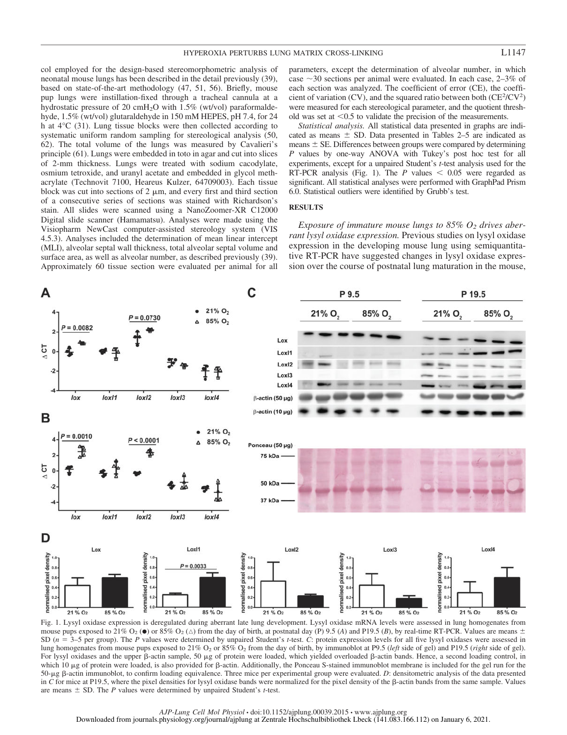col employed for the design-based stereomorphometric analysis of neonatal mouse lungs has been described in the detail previously (39), based on state-of-the-art methodology (47, 51, 56). Briefly, mouse pup lungs were instillation-fixed through a tracheal cannula at a hydrostatic pressure of 20 $cmH_2O$ with 1.5% (wt/vol) paraformaldehyde, 1.5% (wt/vol) glutaraldehyde in 150 mM HEPES, pH 7.4, for 24 h at 4°C (31). Lung tissue blocks were then collected according to systematic uniform random sampling for stereological analysis (50, 62). The total volume of the lungs was measured by Cavalieri's principle (61). Lungs were embedded in toto in agar and cut into slices of 2-mm thickness. Lungs were treated with sodium cacodylate, osmium tetroxide, and uranyl acetate and embedded in glycol methacrylate (Technovit 7100, Heareus Kulzer, 64709003). Each tissue block was cut into sections of 2 μm, and every first and third section of a consecutive series of sections was stained with Richardson's stain. All slides were scanned using a NanoZoomer-XR C12000 Digital slide scanner (Hamamatsu). Analyses were made using the Visiopharm NewCast computer-assisted stereology system (VIS 4.5.3). Analyses included the determination of mean linear intercept (MLI), alveolar septal wall thickness, total alveolar septal volume and surface area, as well as alveolar number, as described previously (39). Approximately 60 tissue section were evaluated per animal for all parameters, except the determination of alveolar number, in which case ~30 sections per animal were evaluated. In each case, 2–3% of each section was analyzed. The coefficient of error (CE), the coefficient of variation (CV), and the squared ratio between both ($CE^2/CV^2$) were measured for each stereological parameter, and the quotient threshold was set at <0.5 to validate the precision of the measurements.

*Statistical analysis.* All statistical data presented in graphs are indicated as means ± SD. Data presented in Tables 2–5 are indicated as means ± SE. Differences between groups were compared by determining *P* values by one-way ANOVA with Tukey's post hoc test for all experiments, except for a unpaired Student's *t*-test analysis used for the RT-PCR analysis (Fig. 1). The *P* values < 0.05 were regarded as significant. All statistical analyses were performed with GraphPad Prism 6.0. Statistical outliers were identified by Grubb's test.

## RESULTS

*Exposure of immature mouse lungs to 85% $O_2$ drives aberrant lysyl oxidase expression.* Previous studies on lysyl oxidase expression in the developing mouse lung using semiquantitative RT-PCR have suggested changes in lysyl oxidase expression over the course of postnatal lung maturation in the mouse,

A
P = 0.0082
P = 0.0730
● 21% O2
△ 85% O2
Δ CT
lox loxl1 loxl2 loxl3 loxl4

B
P = 0.0010
P < 0.0001
● 21% O2
△ 85% O2
Δ CT
lox loxl1 loxl2 loxl3 loxl4

C
P 9.5 P 19.5
21% O2 85% O2 21% O2 85% O2
Lox
Loxl1
Loxl2
Loxl3
Loxl4
β-actin (50 μg)
β-actin (10 μg)
Ponceau (50 μg)
75 kDa
50 kDa
37 kDa

D
Lox Loxl1 Loxl2 Loxl3 Loxl4
P = 0.0033
normalised pixel density
21 % O2 85 % O2

Fig. 1. Lysyl oxidase expression is deregulated during aberrant late lung development. Lysyl oxidase mRNA levels were assessed in lung homogenates from mouse pups exposed to 21% $O_2$ (●) or 85% $O_2$ (△) from the day of birth, at postnatal day (P) 9.5 (*A*) and P19.5 (*B*), by real-time RT-PCR. Values are means ± SD (*n* = 3–5 per group). The *P* values were determined by unpaired Student's *t*-test. *C*: protein expression levels for all five lysyl oxidases were assessed in lung homogenates from mouse pups exposed to 21% $O_2$ or 85% $O_2$ from the day of birth, by immunoblot at P9.5 (*left* side of gel) and P19.5 (*right* side of gel). For lysyl oxidases and the upper β-actin sample, 50 μg of protein were loaded, which yielded overloaded β-actin bands. Hence, a second loading control, in which 10 μg of protein were loaded, is also provided for β-actin. Additionally, the Ponceau S-stained immunoblot membrane is included for the gel run for the 50-μg β-actin immunoblot, to confirm loading equivalence. Three mice per experimental group were evaluated. *D*: densitometric analysis of the data presented in *C* for mice at P19.5, where the pixel densities for lysyl oxidase bands were normalized for the pixel density of the β-actin bands from the same sample. Values are means ± SD. The *P* values were determined by unpaired Student's *t*-test.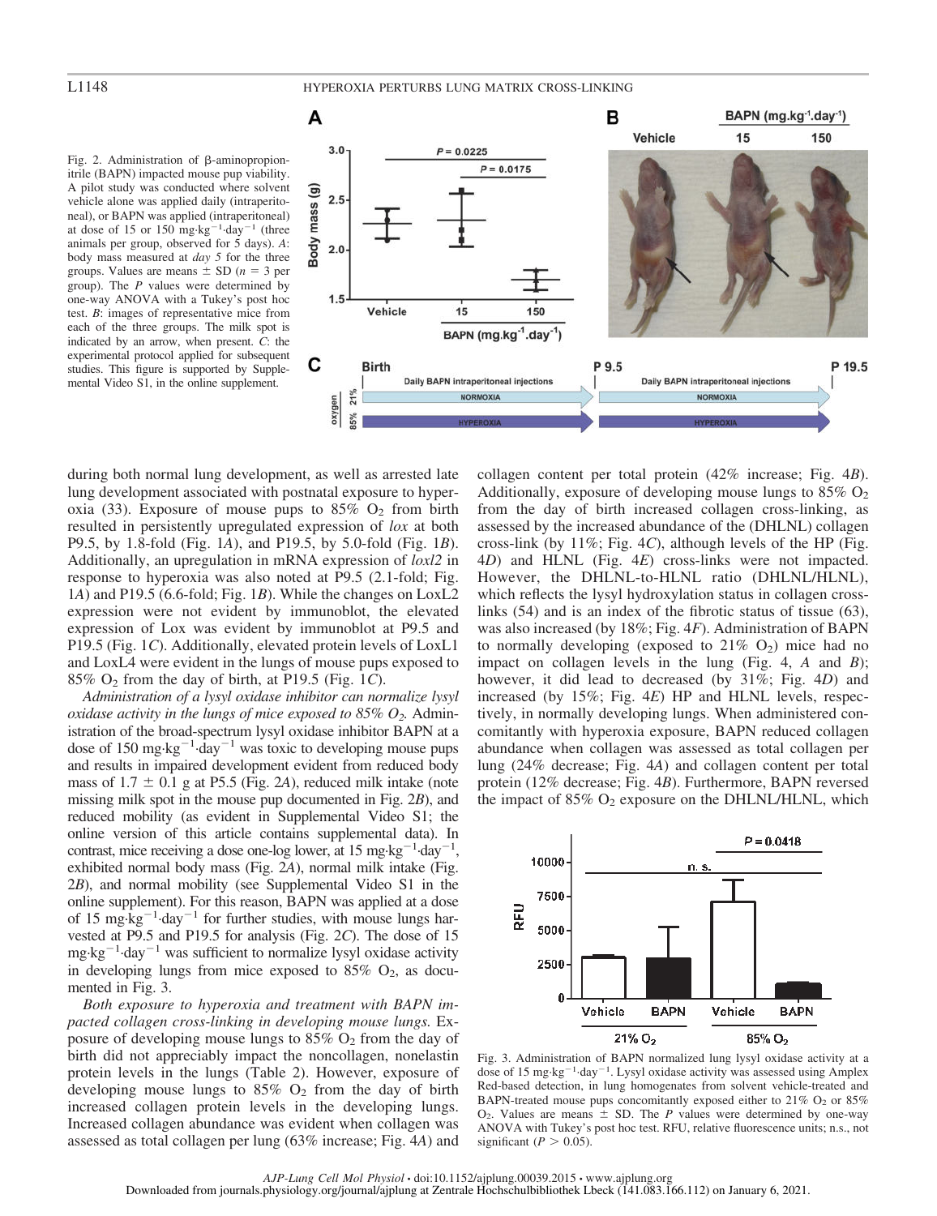Fig. 2. Administration of β-aminopropionitrile (BAPN) impacted mouse pup viability. A pilot study was conducted where solvent vehicle alone was applied daily (intraperitoneal), or BAPN was applied (intraperitoneal) at dose of 15 or 150 $mg \cdot kg^{-1} \cdot day^{-1}$ (three animals per group, observed for 5 days). *A*: body mass measured at *day 5* for the three groups. Values are means ± SD (*n* = 3 per group). The *P* values were determined by one-way ANOVA with a Tukey's post hoc test. *B*: images of representative mice from each of the three groups. The milk spot is indicated by an arrow, when present. *C*: the experimental protocol applied for subsequent studies. This figure is supported by Supplemental Video S1, in the online supplement.

during both normal lung development, as well as arrested late lung development associated with postnatal exposure to hyperoxia (33). Exposure of mouse pups to 85% $O_2$ from birth resulted in persistently upregulated expression of *lox* at both P9.5, by 1.8-fold (Fig. 1*A*), and P19.5, by 5.0-fold (Fig. 1*B*). Additionally, an upregulation in mRNA expression of *loxl2* in response to hyperoxia was also noted at P9.5 (2.1-fold; Fig. 1*A*) and P19.5 (6.6-fold; Fig. 1*B*). While the changes on LoxL2 expression were not evident by immunoblot, the elevated expression of Lox was evident by immunoblot at P9.5 and P19.5 (Fig. 1*C*). Additionally, elevated protein levels of LoxL1 and LoxL4 were evident in the lungs of mouse pups exposed to 85% $O_2$ from the day of birth, at P19.5 (Fig. 1*C*).

*Administration of a lysyl oxidase inhibitor can normalize lysyl oxidase activity in the lungs of mice exposed to 85% $O_2$.* Administration of the broad-spectrum lysyl oxidase inhibitor BAPN at a dose of 150 $mg \cdot kg^{-1} \cdot day^{-1}$ was toxic to developing mouse pups and results in impaired development evident from reduced body mass of 1.7 ± 0.1 g at P5.5 (Fig. 2*A*), reduced milk intake (note missing milk spot in the mouse pup documented in Fig. 2*B*), and reduced mobility (as evident in Supplemental Video S1; the online version of this article contains supplemental data). In contrast, mice receiving a dose one-log lower, at 15 $mg \cdot kg^{-1} \cdot day^{-1}$, exhibited normal body mass (Fig. 2*A*), normal milk intake (Fig. 2*B*), and normal mobility (see Supplemental Video S1 in the online supplement). For this reason, BAPN was applied at a dose of 15 $mg \cdot kg^{-1} \cdot day^{-1}$ for further studies, with mouse lungs harvested at P9.5 and P19.5 for analysis (Fig. 2*C*). The dose of 15 $mg \cdot kg^{-1} \cdot day^{-1}$ was sufficient to normalize lysyl oxidase activity in developing lungs from mice exposed to 85% $O_2$, as documented in Fig. 3.

*Both exposure to hyperoxia and treatment with BAPN impacted collagen cross-linking in developing mouse lungs.* Exposure of developing mouse lungs to 85% $O_2$ from the day of birth did not appreciably impact the noncollagen, nonelastin protein levels in the lungs (Table 2). However, exposure of developing mouse lungs to 85% $O_2$ from the day of birth increased collagen protein levels in the developing lungs. Increased collagen abundance was evident when collagen was assessed as total collagen per lung (63% increase; Fig. 4*A*) and collagen content per total protein (42% increase; Fig. 4*B*). Additionally, exposure of developing mouse lungs to 85% $O_2$ from the day of birth increased collagen cross-linking, as assessed by the increased abundance of the (DHLNL) collagen cross-link (by 11%; Fig. 4*C*), although levels of the HP (Fig. 4*D*) and HLNL (Fig. 4*E*) cross-links were not impacted. However, the DHLNL-to-HLNL ratio (DHLNL/HLNL), which reflects the lysyl hydroxylation status in collagen cross-links (54) and is an index of the fibrotic status of tissue (63), was also increased (by 18%; Fig. 4*F*). Administration of BAPN to normally developing (exposed to 21% $O_2$) mice had no impact on collagen levels in the lung (Fig. 4, *A* and *B*); however, it did lead to decreased (by 31%; Fig. 4*D*) and increased (by 15%; Fig. 4*E*) HP and HLNL levels, respectively, in normally developing lungs. When administered concomitantly with hyperoxia exposure, BAPN reduced collagen abundance when collagen was assessed as total collagen per lung (24% decrease; Fig. 4*A*) and collagen content per total protein (12% decrease; Fig. 4*B*). Furthermore, BAPN reversed the impact of 85% $O_2$ exposure on the DHLNL/HLNL, which

Fig. 3. Administration of BAPN normalized lung lysyl oxidase activity at a dose of 15 $mg \cdot kg^{-1} \cdot day^{-1}$. Lysyl oxidase activity was assessed using Amplex Red-based detection, in lung homogenates from solvent vehicle-treated and BAPN-treated mouse pups concomitantly exposed either to 21% $O_2$ or 85% $O_2$. Values are means ± SD. The *P* values were determined by one-way ANOVA with Tukey's post hoc test. RFU, relative fluorescence units; n.s., not significant ($P > 0.05$).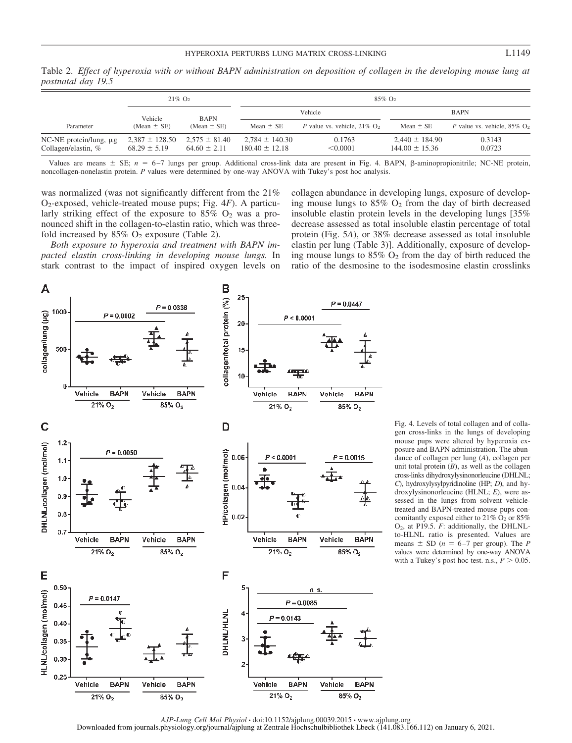Table 2. *Effect of hyperoxia with or without BAPN administration on deposition of collagen in the developing mouse lung at postnatal day 19.5*

| | 21% $O_2$ | | 85% $O_2$ | | | |
|---|---|---|---|---|---|---|
| | | | Vehicle | | BAPN | |
| Parameter | Vehicle (Mean ± SE) | BAPN (Mean ± SE) | Mean ± SE | P value vs. vehicle, 21% $O_2$ | Mean ± SE | P value vs. vehicle, 85% $O_2$ |
| NC-NE protein/lung, μg | 2,387 ± 128.50 | 2,575 ± 81.40 | 2,784 ± 140.30 | 0.1763 | 2,440 ± 184.90 | 0.3143 |
| Collagen/elastin, % | 68.29 ± 5.19 | 64.60 ± 2.11 | 180.40 ± 12.18 | <0.0001 | 144.00 ± 15.36 | 0.0723 |

Values are means ± SE; $n$ = 6–7 lungs per group. Additional cross-link data are present in Fig. 4. BAPN, β-aminopropionitrile; NC-NE protein, noncollagen-nonelastin protein. P values were determined by one-way ANOVA with Tukey's post hoc analysis.

was normalized (was not significantly different from the 21% $O_2$-exposed, vehicle-treated mouse pups; Fig. 4*F*). A particularly striking effect of the exposure to 85% $O_2$ was a pronounced shift in the collagen-to-elastin ratio, which was threefold increased by 85% $O_2$ exposure (Table 2).

*Both exposure to hyperoxia and treatment with BAPN impacted elastin cross-linking in developing mouse lungs.* In stark contrast to the impact of inspired oxygen levels on collagen abundance in developing lungs, exposure of developing mouse lungs to 85% $O_2$ from the day of birth decreased insoluble elastin protein levels in the developing lungs [35% decrease assessed as total insoluble elastin percentage of total protein (Fig. 5*A*), or 38% decrease assessed as total insoluble elastin per lung (Table 3)]. Additionally, exposure of developing mouse lungs to 85% $O_2$ from the day of birth reduced the ratio of the desmosine to the isodesmosine elastin crosslinks

A
collagen/lung (µg)
1000
500
0
P = 0.0002
P = 0.0338
Vehicle BAPN Vehicle BAPN
21% $O_2$ 85% $O_2$

B
collagen/total protein (%)
25
20
15
10
P < 0.0001
P = 0.0447
Vehicle BAPN Vehicle BAPN
21% $O_2$ 85% $O_2$

C
DHLNL/collagen (mol/mol)
1.2
1.1
1.0
0.9
0.8
0.7
P = 0.0050
Vehicle BAPN Vehicle BAPN
21% $O_2$ 85% $O_2$

D
HP/collagen (mol/mol)
0.06
0.04
0.02
P < 0.0001
P = 0.0015
Vehicle BAPN Vehicle BAPN
21% $O_2$ 85% $O_2$

E
HLNL/collagen (mol/mol)
0.50
0.45
0.40
0.35
0.30
0.25
P = 0.0147
Vehicle BAPN Vehicle BAPN
21% $O_2$ 85% $O_2$

F
DHLNL/HLNL
5
4
3
2
n. s.
P = 0.0085
P = 0.0143
Vehicle BAPN Vehicle BAPN
21% $O_2$ 85% $O_2$

Fig. 4. Levels of total collagen and of collagen cross-links in the lungs of developing mouse pups were altered by hyperoxia exposure and BAPN administration. The abundance of collagen per lung (*A*), collagen per unit total protein (*B*), as well as the collagen cross-links dihydroxylysinonorleucine (DHLNL; *C*), hydroxylysylpyridinoline (HP; *D*), and hydroxylysinonorleucine (HLNL; *E*), were assessed in the lungs from solvent vehicle-treated and BAPN-treated mouse pups concomitantly exposed either to 21% $O_2$ or 85% $O_2$, at P19.5. *F*: additionally, the DHLNL-to-HLNL ratio is presented. Values are means ± SD ($n$ = 6–7 per group). The *P* values were determined by one-way ANOVA with a Tukey's post hoc test. n.s., $P > 0.05$.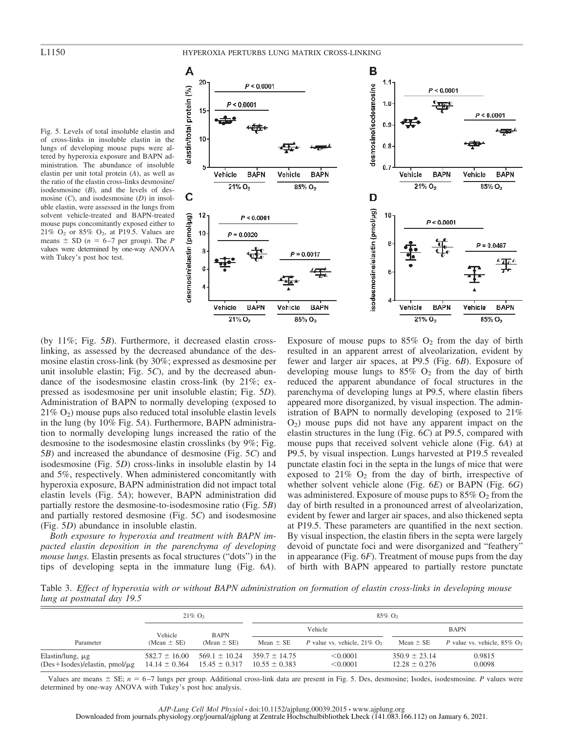A

elastin/total protein (%)

20

15

10

5

P < 0.0001

P < 0.0001

Vehicle BAPN Vehicle BAPN

21% $O_2$ 85% $O_2$

B

desmosine/isodesmosine

1.1

1.0

0.9

0.8

0.7

P < 0.0001

P < 0.0001

Vehicle BAPN Vehicle BAPN

21% $O_2$ 85% $O_2$

C

desmosin/elastin (pmol/μg)

12

10

8

6

4

P < 0.0001

P = 0.0020

P = 0.0017

Vehicle BAPN Vehicle BAPN

21% $O_2$ 85% $O_2$

D

isodesmosine/elastin (pmol/μg)

10

8

6

4

P < 0.0001

P = 0.0467

Vehicle BAPN Vehicle BAPN

21% $O_2$ 85% $O_2$

Fig. 5. Levels of total insoluble elastin and of cross-links in insoluble elastin in the lungs of developing mouse pups were altered by hyperoxia exposure and BAPN administration. The abundance of insoluble elastin per unit total protein (*A*), as well as the ratio of the elastin cross-links desmosine/isodesmosine (*B*), and the levels of desmosine (*C*), and isodesmosine (*D*) in insoluble elastin, were assessed in the lungs from solvent vehicle-treated and BAPN-treated mouse pups concomitantly exposed either to 21% $O_2$ or 85% $O_2$, at P19.5. Values are means ± SD (*n* = 6–7 per group). The *P* values were determined by one-way ANOVA with Tukey's post hoc test.

(by 11%; Fig. 5*B*). Furthermore, it decreased elastin cross-linking, as assessed by the decreased abundance of the desmosine elastin cross-link (by 30%; expressed as desmosine per unit insoluble elastin; Fig. 5*C*), and by the decreased abundance of the isodesmosine elastin cross-link (by 21%; expressed as isodesmosine per unit insoluble elastin; Fig. 5*D*). Administration of BAPN to normally developing (exposed to 21% $O_2$) mouse pups also reduced total insoluble elastin levels in the lung (by 10% Fig. 5*A*). Furthermore, BAPN administration to normally developing lungs increased the ratio of the desmosine to the isodesmosine elastin crosslinks (by 9%; Fig. 5*B*) and increased the abundance of desmosine (Fig. 5*C*) and isodesmosine (Fig. 5*D*) cross-links in insoluble elastin by 14 and 5%, respectively. When administered concomitantly with hyperoxia exposure, BAPN administration did not impact total elastin levels (Fig. 5*A*); however, BAPN administration did partially restore the desmosine-to-isodesmosine ratio (Fig. 5*B*) and partially restored desmosine (Fig. 5*C*) and isodesmosine (Fig. 5*D*) abundance in insoluble elastin.

*Both exposure to hyperoxia and treatment with BAPN impacted elastin deposition in the parenchyma of developing mouse lungs.* Elastin presents as focal structures ("dots") in the tips of developing septa in the immature lung (Fig. 6*A*). Exposure of mouse pups to 85% $O_2$ from the day of birth resulted in an apparent arrest of alveolarization, evident by fewer and larger air spaces, at P9.5 (Fig. 6*B*). Exposure of developing mouse lungs to 85% $O_2$ from the day of birth reduced the apparent abundance of focal structures in the parenchyma of developing lungs at P9.5, where elastin fibers appeared more disorganized, by visual inspection. The administration of BAPN to normally developing (exposed to 21% $O_2$) mouse pups did not have any apparent impact on the elastin structures in the lung (Fig. 6*C*) at P9.5, compared with mouse pups that received solvent vehicle alone (Fig. 6*A*) at P9.5, by visual inspection. Lungs harvested at P19.5 revealed punctate elastin foci in the septa in the lungs of mice that were exposed to 21% $O_2$ from the day of birth, irrespective of whether solvent vehicle alone (Fig. 6*E*) or BAPN (Fig. 6*G*) was administered. Exposure of mouse pups to 85% $O_2$ from the day of birth resulted in a pronounced arrest of alveolarization, evident by fewer and larger air spaces, and also thickened septa at P19.5. These parameters are quantified in the next section. By visual inspection, the elastin fibers in the septa were largely devoid of punctate foci and were disorganized and "feathery" in appearance (Fig. 6*F*). Treatment of mouse pups from the day of birth with BAPN appeared to partially restore punctate

Table 3. *Effect of hyperoxia with or without BAPN administration on formation of elastin cross-links in developing mouse lung at postnatal day 19.5*

| | 21% $O_2$ | | 85% $O_2$ | | | |
|---|---|---|---|---|---|---|
| | | | Vehicle | | BAPN | |
| Parameter | Vehicle (Mean ± SE) | BAPN (Mean ± SE) | Mean ± SE | *P* value vs. vehicle, 21% $O_2$ | Mean ± SE | *P* value vs. vehicle, 85% $O_2$ |
| Elastin/lung, μg | 582.7 ± 16.00 | 569.1 ± 10.24 | 359.7 ± 14.75 | <0.0001 | 350.9 ± 23.14 | 0.9815 |
| (Des+Isodes)/elastin, pmol/μg | 14.14 ± 0.364 | 15.45 ± 0.317 | 10.55 ± 0.383 | <0.0001 | 12.28 ± 0.276 | 0.0098 |

Values are means ± SE; *n* = 6–7 lungs per group. Additional cross-link data are present in Fig. 5. Des, desmosine; Isodes, isodesmosine. *P* values were determined by one-way ANOVA with Tukey's post hoc analysis.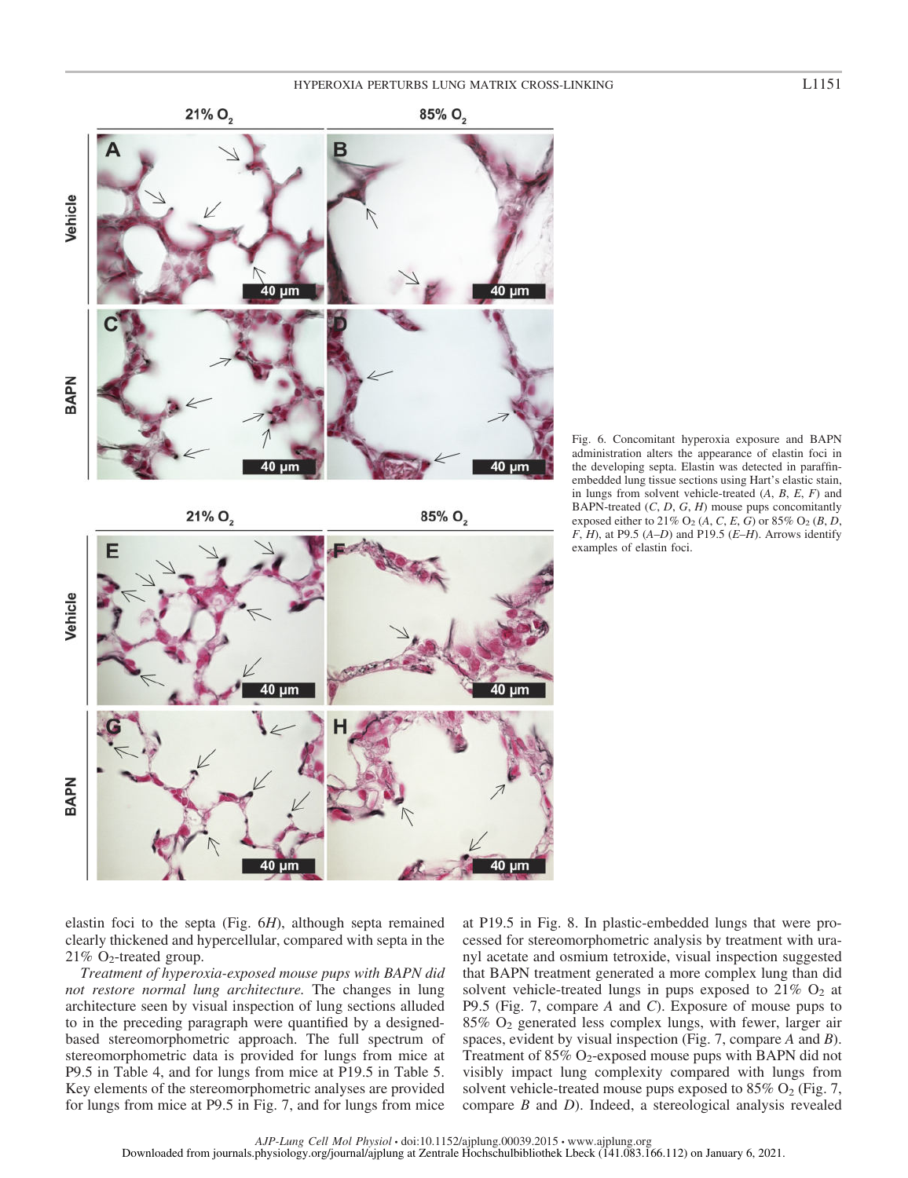Fig. 6. Concomitant hyperoxia exposure and BAPN administration alters the appearance of elastin foci in the developing septa. Elastin was detected in paraffin-embedded lung tissue sections using Hart's elastic stain, in lungs from solvent vehicle-treated (*A*, *B*, *E*, *F*) and BAPN-treated (*C*, *D*, *G*, *H*) mouse pups concomitantly exposed either to 21% $O_2$ (*A*, *C*, *E*, *G*) or 85% $O_2$ (*B*, *D*, *F*, *H*), at P9.5 (*A*–*D*) and P19.5 (*E*–*H*). Arrows identify examples of elastin foci.

elastin foci to the septa (Fig. 6*H*), although septa remained clearly thickened and hypercellular, compared with septa in the 21% $O_2$-treated group.

*Treatment of hyperoxia-exposed mouse pups with BAPN did not restore normal lung architecture.* The changes in lung architecture seen by visual inspection of lung sections alluded to in the preceding paragraph were quantified by a designed-based stereomorphometric approach. The full spectrum of stereomorphometric data is provided for lungs from mice at P9.5 in Table 4, and for lungs from mice at P19.5 in Table 5. Key elements of the stereomorphometric analyses are provided for lungs from mice at P9.5 in Fig. 7, and for lungs from mice at P19.5 in Fig. 8. In plastic-embedded lungs that were processed for stereomorphometric analysis by treatment with uranyl acetate and osmium tetroxide, visual inspection suggested that BAPN treatment generated a more complex lung than did solvent vehicle-treated lungs in pups exposed to 21% $O_2$ at P9.5 (Fig. 7, compare *A* and *C*). Exposure of mouse pups to 85% $O_2$ generated less complex lungs, with fewer, larger air spaces, evident by visual inspection (Fig. 7, compare *A* and *B*). Treatment of 85% $O_2$-exposed mouse pups with BAPN did not visibly impact lung complexity compared with lungs from solvent vehicle-treated mouse pups exposed to 85% $O_2$ (Fig. 7, compare *B* and *D*). Indeed, a stereological analysis revealed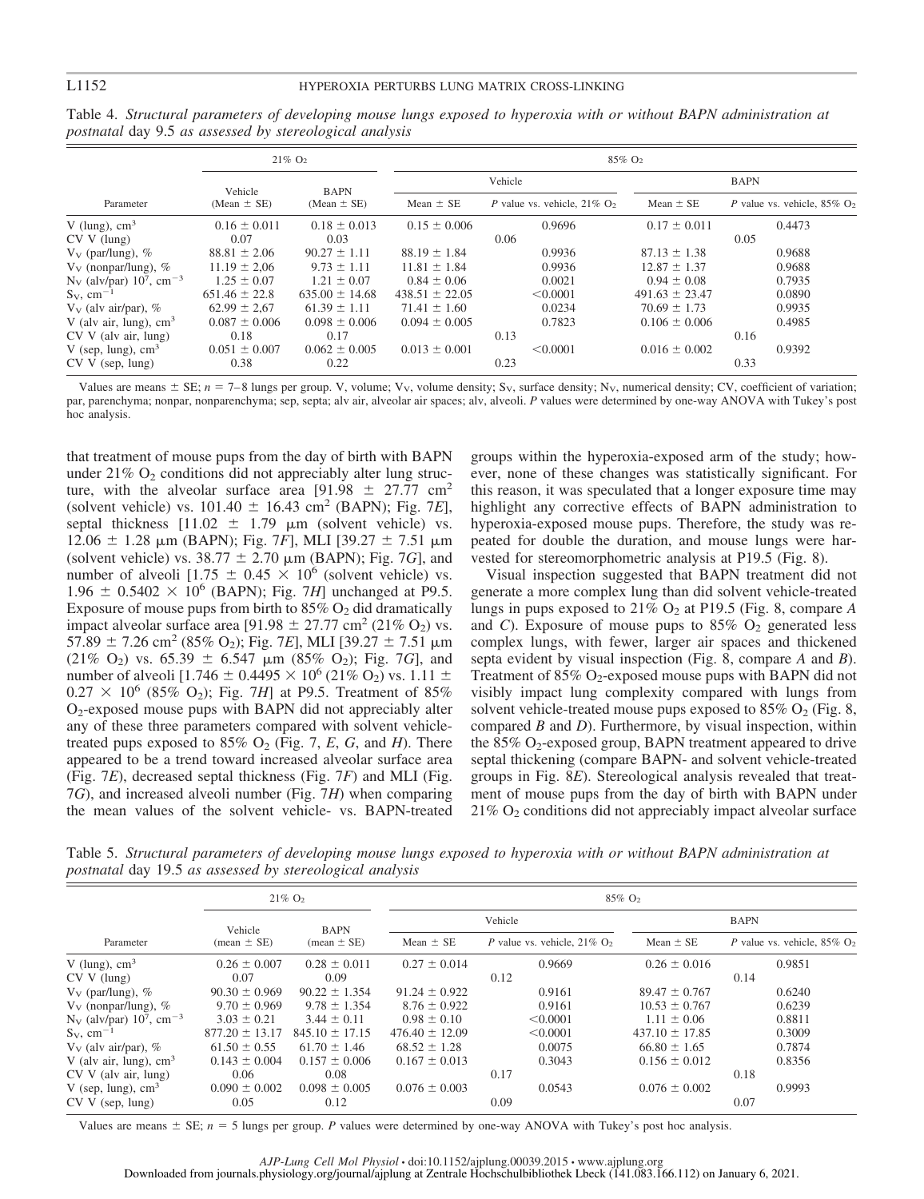Table 4. *Structural parameters of developing mouse lungs exposed to hyperoxia with or without BAPN administration at postnatal day 9.5 as assessed by stereological analysis*

| | 21% $O_2$ | | 85% $O_2$ | | | |
|---|---|---|---|---|---|---|
| | | | Vehicle | | BAPN | |
| Parameter | Vehicle (Mean ± SE) | BAPN (Mean ± SE) | Mean ± SE | *P* value vs. vehicle, 21% $O_2$ | Mean ± SE | *P* value vs. vehicle, 85% $O_2$ |
| V (lung), $cm^3$ | 0.16 ± 0.011 | 0.18 ± 0.013 | 0.15 ± 0.006 | 0.9696 | 0.17 ± 0.011 | 0.4473 |
| CV V (lung) | 0.07 | 0.03 | 0.06 | | 0.05 | |
| $V_V$ (par/lung), % | 88.81 ± 2.06 | 90.27 ± 1.11 | 88.19 ± 1.84 | 0.9936 | 87.13 ± 1.38 | 0.9688 |
| $V_V$ (nonpar/lung), % | 11.19 ± 2,06 | 9.73 ± 1.11 | 11.81 ± 1.84 | 0.9936 | 12.87 ± 1.37 | 0.9688 |
| $N_V$ (alv/par) $10^7$, $cm^{-3}$ | 1.25 ± 0.07 | 1.21 ± 0.07 | 0.84 ± 0.06 | 0.0021 | 0.94 ± 0.08 | 0.7935 |
| $S_V$, $cm^{-1}$ | 651.46 ± 22.8 | 635.00 ± 14.68 | 438.51 ± 22.05 | <0.0001 | 491.63 ± 23.47 | 0.0890 |
| $V_V$ (alv air/par), % | 62.99 ± 2,67 | 61.39 ± 1.11 | 71.41 ± 1.60 | 0.0234 | 70.69 ± 1.73 | 0.9935 |
| V (alv air, lung), $cm^3$ | 0.087 ± 0.006 | 0.098 ± 0.006 | 0.094 ± 0.005 | 0.7823 | 0.106 ± 0.006 | 0.4985 |
| CV V (alv air, lung) | 0.18 | 0.17 | 0.13 | | 0.16 | |
| V (sep, lung), $cm^3$ | 0.051 ± 0.007 | 0.062 ± 0.005 | 0.013 ± 0.001 | <0.0001 | 0.016 ± 0.002 | 0.9392 |
| CV V (sep, lung) | 0.38 | 0.22 | 0.23 | | 0.33 | |

Values are means ± SE; *n* = 7–8 lungs per group. V, volume; $V_V$, volume density; $S_V$, surface density; $N_V$, numerical density; CV, coefficient of variation; par, parenchyma; nonpar, nonparenchyma; sep, septa; alv air, alveolar air spaces; alv, alveoli. *P* values were determined by one-way ANOVA with Tukey's post hoc analysis.

that treatment of mouse pups from the day of birth with BAPN under 21% $O_2$ conditions did not appreciably alter lung structure, with the alveolar surface area [91.98 ± 27.77 $cm^2$ (solvent vehicle) vs. 101.40 ± 16.43 $cm^2$ (BAPN); Fig. 7*E*], septal thickness [11.02 ± 1.79 μm (solvent vehicle) vs. 12.06 ± 1.28 μm (BAPN); Fig. 7*F*], MLI [39.27 ± 7.51 μm (solvent vehicle) vs. 38.77 ± 2.70 μm (BAPN); Fig. 7*G*], and number of alveoli [1.75 ± 0.45 × $10^6$ (solvent vehicle) vs. 1.96 ± 0.5402 × $10^6$ (BAPN); Fig. 7*H*] unchanged at P9.5. Exposure of mouse pups from birth to 85% $O_2$ did dramatically impact alveolar surface area [91.98 ± 27.77 $cm^2$ (21% $O_2$) vs. 57.89 ± 7.26 $cm^2$ (85% $O_2$); Fig. 7*E*], MLI [39.27 ± 7.51 μm (21% $O_2$) vs. 65.39 ± 6.547 μm (85% $O_2$); Fig. 7*G*], and number of alveoli [1.746 ± 0.4495 × $10^6$ (21% $O_2$) vs. 1.11 ± 0.27 × $10^6$ (85% $O_2$); Fig. 7*H*] at P9.5. Treatment of 85% $O_2$-exposed mouse pups with BAPN did not appreciably alter any of these three parameters compared with solvent vehicle-treated pups exposed to 85% $O_2$ (Fig. 7, *E*, *G*, and *H*). There appeared to be a trend toward increased alveolar surface area (Fig. 7*E*), decreased septal thickness (Fig. 7*F*) and MLI (Fig. 7*G*), and increased alveoli number (Fig. 7*H*) when comparing the mean values of the solvent vehicle- vs. BAPN-treated groups within the hyperoxia-exposed arm of the study; however, none of these changes was statistically significant. For this reason, it was speculated that a longer exposure time may highlight any corrective effects of BAPN administration to hyperoxia-exposed mouse pups. Therefore, the study was repeated for double the duration, and mouse lungs were harvested for stereomorphometric analysis at P19.5 (Fig. 8).

Visual inspection suggested that BAPN treatment did not generate a more complex lung than did solvent vehicle-treated lungs in pups exposed to 21% $O_2$ at P19.5 (Fig. 8, compare *A* and *C*). Exposure of mouse pups to 85% $O_2$ generated less complex lungs, with fewer, larger air spaces and thickened septa evident by visual inspection (Fig. 8, compare *A* and *B*). Treatment of 85% $O_2$-exposed mouse pups with BAPN did not visibly impact lung complexity compared with lungs from solvent vehicle-treated mouse pups exposed to 85% $O_2$ (Fig. 8, compared *B* and *D*). Furthermore, by visual inspection, within the 85% $O_2$-exposed group, BAPN treatment appeared to drive septal thickening (compare BAPN- and solvent vehicle-treated groups in Fig. 8*E*). Stereological analysis revealed that treatment of mouse pups from the day of birth with BAPN under 21% $O_2$ conditions did not appreciably impact alveolar surface

Table 5. *Structural parameters of developing mouse lungs exposed to hyperoxia with or without BAPN administration at postnatal day 19.5 as assessed by stereological analysis*

| | 21% $O_2$ | | 85% $O_2$ | | | |
|---|---|---|---|---|---|---|
| | | | Vehicle | | BAPN | |
| Parameter | Vehicle (mean ± SE) | BAPN (mean ± SE) | Mean ± SE | *P* value vs. vehicle, 21% $O_2$ | Mean ± SE | *P* value vs. vehicle, 85% $O_2$ |
| V (lung), $cm^3$ | 0.26 ± 0.007 | 0.28 ± 0.011 | 0.27 ± 0.014 | 0.9669 | 0.26 ± 0.016 | 0.9851 |
| CV V (lung) | 0.07 | 0.09 | 0.12 | | 0.14 | |
| $V_V$ (par/lung), % | 90.30 ± 0.969 | 90.22 ± 1.354 | 91.24 ± 0.922 | 0.9161 | 89.47 ± 0.767 | 0.6240 |
| $V_V$ (nonpar/lung), % | 9.70 ± 0.969 | 9.78 ± 1.354 | 8.76 ± 0.922 | 0.9161 | 10.53 ± 0.767 | 0.6239 |
| $N_V$ (alv/par) $10^7$, $cm^{-3}$ | 3.03 ± 0.21 | 3.44 ± 0.11 | 0.98 ± 0.10 | <0.0001 | 1.11 ± 0.06 | 0.8811 |
| $S_V$, $cm^{-1}$ | 877.20 ± 13.17 | 845.10 ± 17.15 | 476.40 ± 12.09 | <0.0001 | 437.10 ± 17.85 | 0.3009 |
| $V_V$ (alv air/par), % | 61.50 ± 0.55 | 61.70 ± 1.46 | 68.52 ± 1.28 | 0.0075 | 66.80 ± 1.65 | 0.7874 |
| V (alv air, lung), $cm^3$ | 0.143 ± 0.004 | 0.157 ± 0.006 | 0.167 ± 0.013 | 0.3043 | 0.156 ± 0.012 | 0.8356 |
| CV V (alv air, lung) | 0.06 | 0.08 | 0.17 | | 0.18 | |
| V (sep, lung), $cm^3$ | 0.090 ± 0.002 | 0.098 ± 0.005 | 0.076 ± 0.003 | 0.0543 | 0.076 ± 0.002 | 0.9993 |
| CV V (sep, lung) | 0.05 | 0.12 | 0.09 | | 0.07 | |

Values are means ± SE; *n* = 5 lungs per group. *P* values were determined by one-way ANOVA with Tukey's post hoc analysis.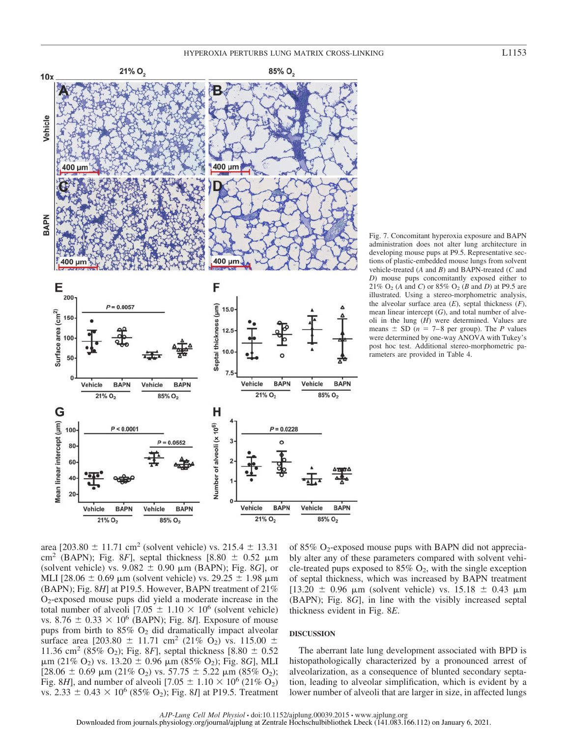21% $O_2$

85% $O_2$

10x

Vehicle

BAPN

A

B

C

D

400 µm

400 µm

400 µm

400 µm

E

Surface area ($cm^2$)

200

150

100

50

0

P = 0.0057

Vehicle BAPN Vehicle BAPN

21% $O_2$ 85% $O_2$

F

Septal thickness (µm)

15.0

12.5

10.0

7.5

Vehicle BAPN Vehicle BAPN

21% $O_2$ 85% $O_2$

G

Mean linear intercept (µm)

100

80

60

40

20

P < 0.0001

P = 0.0552

Vehicle BAPN Vehicle BAPN

21% $O_2$ 85% $O_2$

H

Number of alveoli ($\times 10^6$)

4

3

2

1

0

P = 0.0228

Vehicle BAPN Vehicle BAPN

21% $O_2$ 85% $O_2$

Fig. 7. Concomitant hyperoxia exposure and BAPN administration does not alter lung architecture in developing mouse pups at P9.5. Representative sections of plastic-embedded mouse lungs from solvent vehicle-treated (*A* and *B*) and BAPN-treated (*C* and *D*) mouse pups concomitantly exposed either to 21% $O_2$ (*A* and *C*) or 85% $O_2$ (*B* and *D*) at P9.5 are illustrated. Using a stereo-morphometric analysis, the alveolar surface area (*E*), septal thickness (*F*), mean linear intercept (*G*), and total number of alveoli in the lung (*H*) were determined. Values are means ± SD (*n* = 7–8 per group). The *P* values were determined by one-way ANOVA with Tukey's post hoc test. Additional stereo-morphometric parameters are provided in Table 4.

area [203.80 ± 11.71 $cm^2$ (solvent vehicle) vs. 215.4 ± 13.31 $cm^2$ (BAPN); Fig. 8*F*], septal thickness [8.80 ± 0.52 µm (solvent vehicle) vs. 9.082 ± 0.90 µm (BAPN); Fig. 8*G*], or MLI [28.06 ± 0.69 µm (solvent vehicle) vs. 29.25 ± 1.98 µm (BAPN); Fig. 8*H*] at P19.5. However, BAPN treatment of 21% $O_2$-exposed mouse pups did yield a moderate increase in the total number of alveoli [7.05 ± 1.10 × $10^6$ (solvent vehicle) vs. 8.76 ± 0.33 × $10^6$ (BAPN); Fig. 8*I*]. Exposure of mouse pups from birth to 85% $O_2$ did dramatically impact alveolar surface area [203.80 ± 11.71 $cm^2$ (21% $O_2$) vs. 115.00 ± 11.36 $cm^2$ (85% $O_2$); Fig. 8*F*], septal thickness [8.80 ± 0.52 µm (21% $O_2$) vs. 13.20 ± 0.96 µm (85% $O_2$); Fig. 8*G*], MLI [28.06 ± 0.69 µm (21% $O_2$) vs. 57.75 ± 5.22 µm (85% $O_2$); Fig. 8*H*], and number of alveoli [7.05 ± 1.10 × $10^6$ (21% $O_2$) vs. 2.33 ± 0.43 × $10^6$ (85% $O_2$); Fig. 8*I*] at P19.5. Treatment of 85% $O_2$-exposed mouse pups with BAPN did not appreciably alter any of these parameters compared with solvent vehicle-treated pups exposed to 85% $O_2$, with the single exception of septal thickness, which was increased by BAPN treatment [13.20 ± 0.96 µm (solvent vehicle) vs. 15.18 ± 0.43 µm (BAPN); Fig. 8*G*], in line with the visibly increased septal thickness evident in Fig. 8*E*.

## DISCUSSION

The aberrant late lung development associated with BPD is histopathologically characterized by a pronounced arrest of alveolarization, as a consequence of blunted secondary septation, leading to alveolar simplification, which is evident by a lower number of alveoli that are larger in size, in affected lungs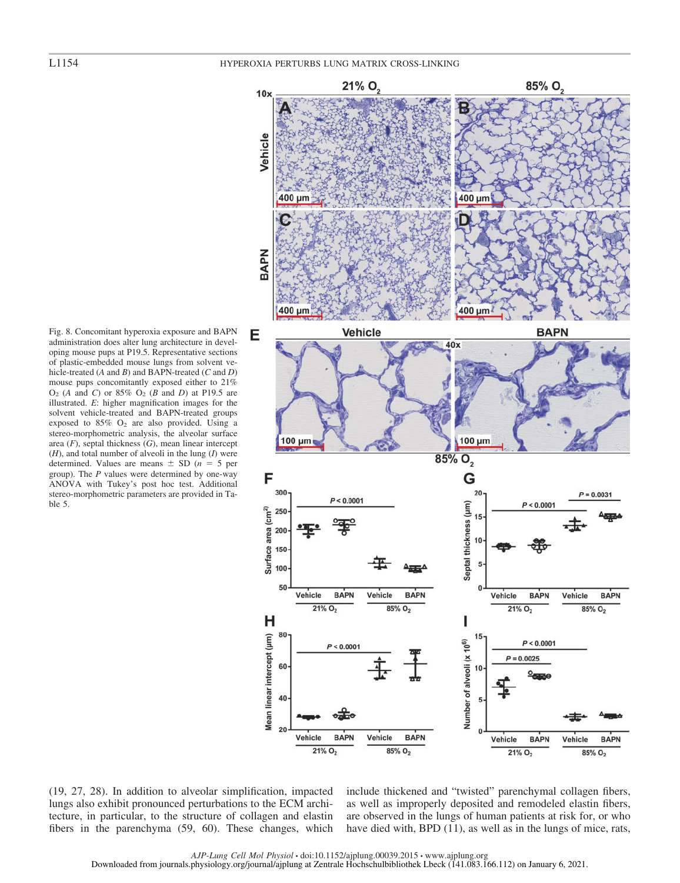Fig. 8. Concomitant hyperoxia exposure and BAPN administration does alter lung architecture in developing mouse pups at P19.5. Representative sections of plastic-embedded mouse lungs from solvent vehicle-treated (*A* and *B*) and BAPN-treated (*C* and *D*) mouse pups concomitantly exposed either to 21% $O_2$ (*A* and *C*) or 85% $O_2$ (*B* and *D*) at P19.5 are illustrated. *E*: higher magnification images for the solvent vehicle-treated and BAPN-treated groups exposed to 85% $O_2$ are also provided. Using a stereo-morphometric analysis, the alveolar surface area (*F*), septal thickness (*G*), mean linear intercept (*H*), and total number of alveoli in the lung (*I*) were determined. Values are means ± SD ($n$ = 5 per group). The $P$ values were determined by one-way ANOVA with Tukey's post hoc test. Additional stereo-morphometric parameters are provided in Table 5.

(19, 27, 28). In addition to alveolar simplification, impacted lungs also exhibit pronounced perturbations to the ECM architecture, in particular, to the structure of collagen and elastin fibers in the parenchyma (59, 60). These changes, which include thickened and "twisted" parenchymal collagen fibers, as well as improperly deposited and remodeled elastin fibers, are observed in the lungs of human patients at risk for, or who have died with, BPD (11), as well as in the lungs of mice, rats,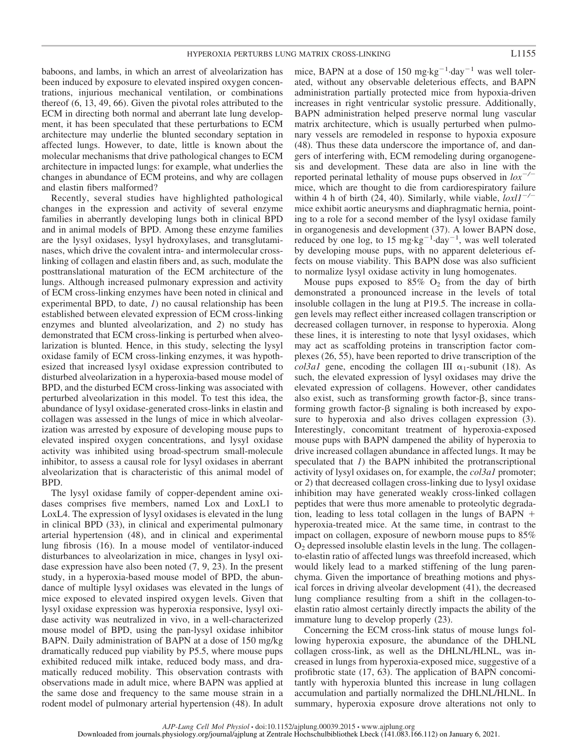baboons, and lambs, in which an arrest of alveolarization has been induced by exposure to elevated inspired oxygen concentrations, injurious mechanical ventilation, or combinations thereof (6, 13, 49, 66). Given the pivotal roles attributed to the ECM in directing both normal and aberrant late lung development, it has been speculated that these perturbations to ECM architecture may underlie the blunted secondary septation in affected lungs. However, to date, little is known about the molecular mechanisms that drive pathological changes to ECM architecture in impacted lungs: for example, what underlies the changes in abundance of ECM proteins, and why are collagen and elastin fibers malformed?

Recently, several studies have highlighted pathological changes in the expression and activity of several enzyme families in aberrantly developing lungs both in clinical BPD and in animal models of BPD. Among these enzyme families are the lysyl oxidases, lysyl hydroxylases, and transglutaminases, which drive the covalent intra- and intermolecular cross-linking of collagen and elastin fibers and, as such, modulate the posttranslational maturation of the ECM architecture of the lungs. Although increased pulmonary expression and activity of ECM cross-linking enzymes have been noted in clinical and experimental BPD, to date, *1*) no causal relationship has been established between elevated expression of ECM cross-linking enzymes and blunted alveolarization, and *2*) no study has demonstrated that ECM cross-linking is perturbed when alveolarization is blunted. Hence, in this study, selecting the lysyl oxidase family of ECM cross-linking enzymes, it was hypothesized that increased lysyl oxidase expression contributed to disturbed alveolarization in a hyperoxia-based mouse model of BPD, and the disturbed ECM cross-linking was associated with perturbed alveolarization in this model. To test this idea, the abundance of lysyl oxidase-generated cross-links in elastin and collagen was assessed in the lungs of mice in which alveolarization was arrested by exposure of developing mouse pups to elevated inspired oxygen concentrations, and lysyl oxidase activity was inhibited using broad-spectrum small-molecule inhibitor, to assess a causal role for lysyl oxidases in aberrant alveolarization that is characteristic of this animal model of BPD.

The lysyl oxidase family of copper-dependent amine oxidases comprises five members, named Lox and LoxL1 to LoxL4. The expression of lysyl oxidases is elevated in the lung in clinical BPD (33), in clinical and experimental pulmonary arterial hypertension (48), and in clinical and experimental lung fibrosis (16). In a mouse model of ventilator-induced disturbances to alveolarization in mice, changes in lysyl oxidase expression have also been noted (7, 9, 23). In the present study, in a hyperoxia-based mouse model of BPD, the abundance of multiple lysyl oxidases was elevated in the lungs of mice exposed to elevated inspired oxygen levels. Given that lysyl oxidase expression was hyperoxia responsive, lysyl oxidase activity was neutralized in vivo, in a well-characterized mouse model of BPD, using the pan-lysyl oxidase inhibitor BAPN. Daily administration of BAPN at a dose of 150 mg/kg dramatically reduced pup viability by P5.5, where mouse pups exhibited reduced milk intake, reduced body mass, and dramatically reduced mobility. This observation contrasts with observations made in adult mice, where BAPN was applied at the same dose and frequency to the same mouse strain in a rodent model of pulmonary arterial hypertension (48). In adult mice, BAPN at a dose of 150 $mg \cdot kg^{-1} \cdot day^{-1}$ was well tolerated, without any observable deleterious effects, and BAPN administration partially protected mice from hypoxia-driven increases in right ventricular systolic pressure. Additionally, BAPN administration helped preserve normal lung vascular matrix architecture, which is usually perturbed when pulmonary vessels are remodeled in response to hypoxia exposure (48). Thus these data underscore the importance of, and dangers of interfering with, ECM remodeling during organogenesis and development. These data are also in line with the reported perinatal lethality of mouse pups observed in $lox^{-/-}$ mice, which are thought to die from cardiorespiratory failure within 4 h of birth (24, 40). Similarly, while viable, $loxl1^{-/-}$ mice exhibit aortic aneurysms and diaphragmatic hernia, pointing to a role for a second member of the lysyl oxidase family in organogenesis and development (37). A lower BAPN dose, reduced by one log, to 15 $mg \cdot kg^{-1} \cdot day^{-1}$, was well tolerated by developing mouse pups, with no apparent deleterious effects on mouse viability. This BAPN dose was also sufficient to normalize lysyl oxidase activity in lung homogenates.

Mouse pups exposed to 85% $O_2$ from the day of birth demonstrated a pronounced increase in the levels of total insoluble collagen in the lung at P19.5. The increase in collagen levels may reflect either increased collagen transcription or decreased collagen turnover, in response to hyperoxia. Along these lines, it is interesting to note that lysyl oxidases, which may act as scaffolding proteins in transcription factor complexes (26, 55), have been reported to drive transcription of the *col3a1* gene, encoding the collagen III $\alpha_1$-subunit (18). As such, the elevated expression of lysyl oxidases may drive the elevated expression of collagens. However, other candidates also exist, such as transforming growth factor-β, since transforming growth factor-β signaling is both increased by exposure to hyperoxia and also drives collagen expression (3). Interestingly, concomitant treatment of hyperoxia-exposed mouse pups with BAPN dampened the ability of hyperoxia to drive increased collagen abundance in affected lungs. It may be speculated that *1*) the BAPN inhibited the protranscriptional activity of lysyl oxidases on, for example, the *col3a1* promoter; or *2*) that decreased collagen cross-linking due to lysyl oxidase inhibition may have generated weakly cross-linked collagen peptides that were thus more amenable to proteolytic degradation, leading to less total collagen in the lungs of BAPN + hyperoxia-treated mice. At the same time, in contrast to the impact on collagen, exposure of newborn mouse pups to 85% $O_2$ depressed insoluble elastin levels in the lung. The collagen-to-elastin ratio of affected lungs was threefold increased, which would likely lead to a marked stiffening of the lung parenchyma. Given the importance of breathing motions and physical forces in driving alveolar development (41), the decreased lung compliance resulting from a shift in the collagen-to-elastin ratio almost certainly directly impacts the ability of the immature lung to develop properly (23).

Concerning the ECM cross-link status of mouse lungs following hyperoxia exposure, the abundance of the DHLNL collagen cross-link, as well as the DHLNL/HLNL, was increased in lungs from hyperoxia-exposed mice, suggestive of a profibrotic state (17, 63). The application of BAPN concomitantly with hyperoxia blunted this increase in lung collagen accumulation and partially normalized the DHLNL/HLNL. In summary, hyperoxia exposure drove alterations not only to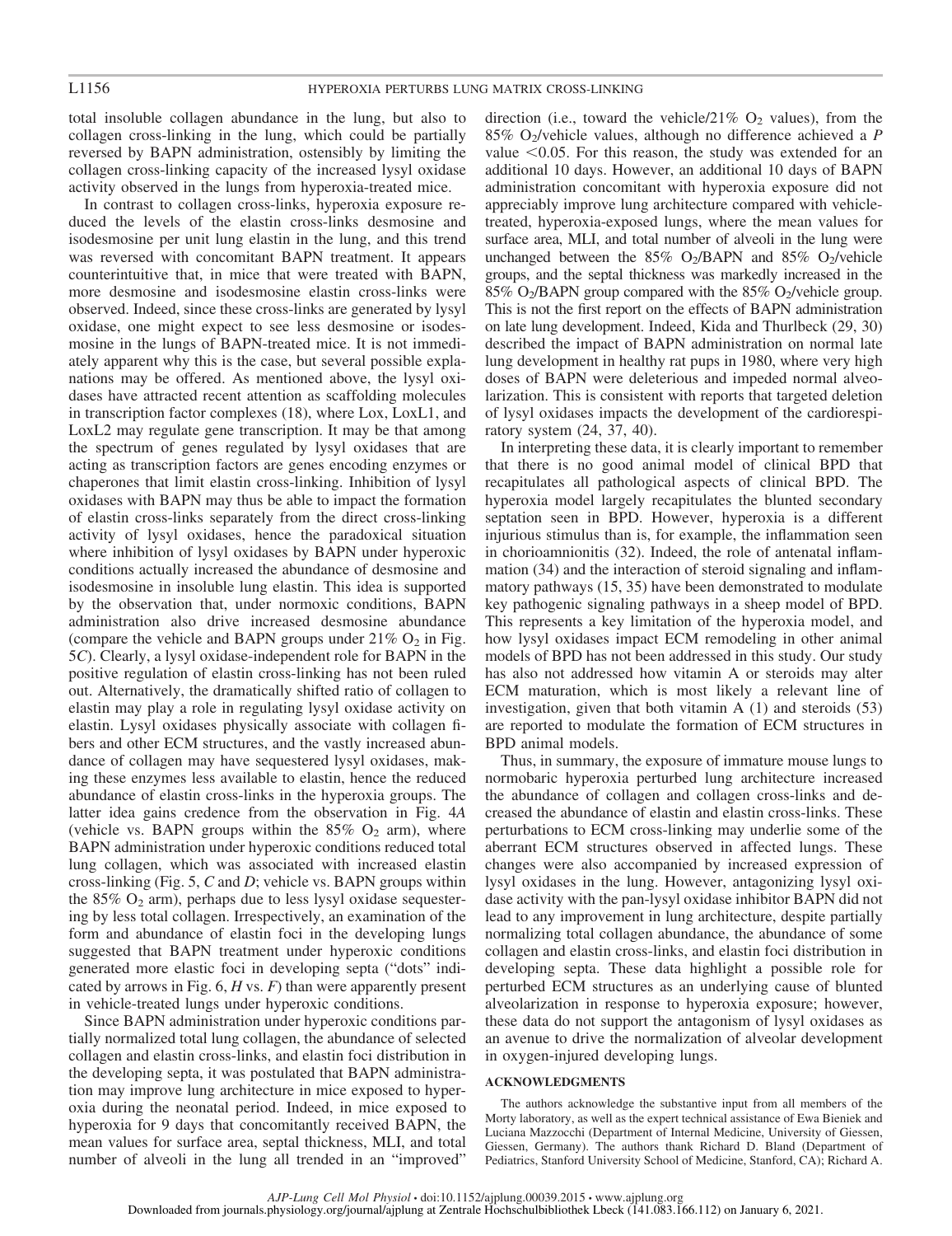total insoluble collagen abundance in the lung, but also to collagen cross-linking in the lung, which could be partially reversed by BAPN administration, ostensibly by limiting the collagen cross-linking capacity of the increased lysyl oxidase activity observed in the lungs from hyperoxia-treated mice.

In contrast to collagen cross-links, hyperoxia exposure reduced the levels of the elastin cross-links desmosine and isodesmosine per unit lung elastin in the lung, and this trend was reversed with concomitant BAPN treatment. It appears counterintuitive that, in mice that were treated with BAPN, more desmosine and isodesmosine elastin cross-links were observed. Indeed, since these cross-links are generated by lysyl oxidase, one might expect to see less desmosine or isodesmosine in the lungs of BAPN-treated mice. It is not immediately apparent why this is the case, but several possible explanations may be offered. As mentioned above, the lysyl oxidases have attracted recent attention as scaffolding molecules in transcription factor complexes (18), where Lox, LoxL1, and LoxL2 may regulate gene transcription. It may be that among the spectrum of genes regulated by lysyl oxidases that are acting as transcription factors are genes encoding enzymes or chaperones that limit elastin cross-linking. Inhibition of lysyl oxidases with BAPN may thus be able to impact the formation of elastin cross-links separately from the direct cross-linking activity of lysyl oxidases, hence the paradoxical situation where inhibition of lysyl oxidases by BAPN under hyperoxic conditions actually increased the abundance of desmosine and isodesmosine in insoluble lung elastin. This idea is supported by the observation that, under normoxic conditions, BAPN administration also drive increased desmosine abundance (compare the vehicle and BAPN groups under 21% $O_2$ in Fig. 5*C*). Clearly, a lysyl oxidase-independent role for BAPN in the positive regulation of elastin cross-linking has not been ruled out. Alternatively, the dramatically shifted ratio of collagen to elastin may play a role in regulating lysyl oxidase activity on elastin. Lysyl oxidases physically associate with collagen fibers and other ECM structures, and the vastly increased abundance of collagen may have sequestered lysyl oxidases, making these enzymes less available to elastin, hence the reduced abundance of elastin cross-links in the hyperoxia groups. The latter idea gains credence from the observation in Fig. 4*A* (vehicle vs. BAPN groups within the 85% $O_2$ arm), where BAPN administration under hyperoxic conditions reduced total lung collagen, which was associated with increased elastin cross-linking (Fig. 5, *C* and *D*; vehicle vs. BAPN groups within the 85% $O_2$ arm), perhaps due to less lysyl oxidase sequestering by less total collagen. Irrespectively, an examination of the form and abundance of elastin foci in the developing lungs suggested that BAPN treatment under hyperoxic conditions generated more elastic foci in developing septa ("dots" indicated by arrows in Fig. 6, *H* vs. *F*) than were apparently present in vehicle-treated lungs under hyperoxic conditions.

Since BAPN administration under hyperoxic conditions partially normalized total lung collagen, the abundance of selected collagen and elastin cross-links, and elastin foci distribution in the developing septa, it was postulated that BAPN administration may improve lung architecture in mice exposed to hyperoxia during the neonatal period. Indeed, in mice exposed to hyperoxia for 9 days that concomitantly received BAPN, the mean values for surface area, septal thickness, MLI, and total number of alveoli in the lung all trended in an "improved" direction (i.e., toward the vehicle/21% $O_2$ values), from the 85% $O_2$/vehicle values, although no difference achieved a $P$ value $<0.05$. For this reason, the study was extended for an additional 10 days. However, an additional 10 days of BAPN administration concomitant with hyperoxia exposure did not appreciably improve lung architecture compared with vehicle-treated, hyperoxia-exposed lungs, where the mean values for surface area, MLI, and total number of alveoli in the lung were unchanged between the 85% $O_2$/BAPN and 85% $O_2$/vehicle groups, and the septal thickness was markedly increased in the 85% $O_2$/BAPN group compared with the 85% $O_2$/vehicle group. This is not the first report on the effects of BAPN administration on late lung development. Indeed, Kida and Thurlbeck (29, 30) described the impact of BAPN administration on normal late lung development in healthy rat pups in 1980, where very high doses of BAPN were deleterious and impeded normal alveolarization. This is consistent with reports that targeted deletion of lysyl oxidases impacts the development of the cardiorespiratory system (24, 37, 40).

In interpreting these data, it is clearly important to remember that there is no good animal model of clinical BPD that recapitulates all pathological aspects of clinical BPD. The hyperoxia model largely recapitulates the blunted secondary septation seen in BPD. However, hyperoxia is a different injurious stimulus than is, for example, the inflammation seen in chorioamnionitis (32). Indeed, the role of antenatal inflammation (34) and the interaction of steroid signaling and inflammatory pathways (15, 35) have been demonstrated to modulate key pathogenic signaling pathways in a sheep model of BPD. This represents a key limitation of the hyperoxia model, and how lysyl oxidases impact ECM remodeling in other animal models of BPD has not been addressed in this study. Our study has also not addressed how vitamin A or steroids may alter ECM maturation, which is most likely a relevant line of investigation, given that both vitamin A (1) and steroids (53) are reported to modulate the formation of ECM structures in BPD animal models.

Thus, in summary, the exposure of immature mouse lungs to normobaric hyperoxia perturbed lung architecture increased the abundance of collagen and collagen cross-links and decreased the abundance of elastin and elastin cross-links. These perturbations to ECM cross-linking may underlie some of the aberrant ECM structures observed in affected lungs. These changes were also accompanied by increased expression of lysyl oxidases in the lung. However, antagonizing lysyl oxidase activity with the pan-lysyl oxidase inhibitor BAPN did not lead to any improvement in lung architecture, despite partially normalizing total collagen abundance, the abundance of some collagen and elastin cross-links, and elastin foci distribution in developing septa. These data highlight a possible role for perturbed ECM structures as an underlying cause of blunted alveolarization in response to hyperoxia exposure; however, these data do not support the antagonism of lysyl oxidases as an avenue to drive the normalization of alveolar development in oxygen-injured developing lungs.

## ACKNOWLEDGMENTS

The authors acknowledge the substantive input from all members of the Morty laboratory, as well as the expert technical assistance of Ewa Bieniek and Luciana Mazzocchi (Department of Internal Medicine, University of Giessen, Giessen, Germany). The authors thank Richard D. Bland (Department of Pediatrics, Stanford University School of Medicine, Stanford, CA); Richard A.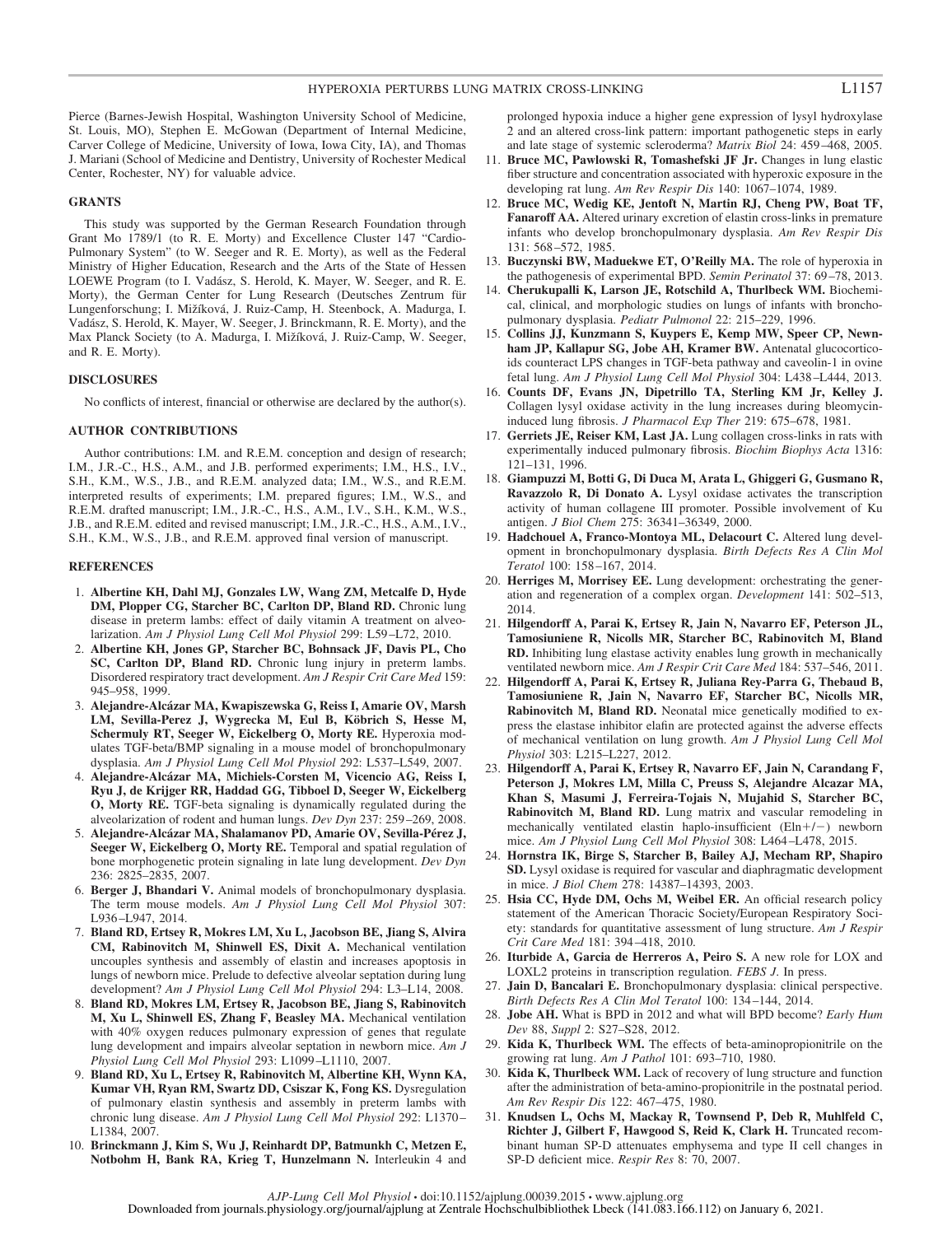Pierce (Barnes-Jewish Hospital, Washington University School of Medicine, St. Louis, MO), Stephen E. McGowan (Department of Internal Medicine, Carver College of Medicine, University of Iowa, Iowa City, IA), and Thomas J. Mariani (School of Medicine and Dentistry, University of Rochester Medical Center, Rochester, NY) for valuable advice.

## GRANTS

This study was supported by the German Research Foundation through Grant Mo 1789/1 (to R. E. Morty) and Excellence Cluster 147 "Cardio-Pulmonary System" (to W. Seeger and R. E. Morty), as well as the Federal Ministry of Higher Education, Research and the Arts of the State of Hessen LOEWE Program (to I. Vadász, S. Herold, K. Mayer, W. Seeger, and R. E. Morty), the German Center for Lung Research (Deutsches Zentrum für Lungenforschung; I. Mižíková, J. Ruiz-Camp, H. Steenbock, A. Madurga, I. Vadász, S. Herold, K. Mayer, W. Seeger, J. Brinckmann, R. E. Morty), and the Max Planck Society (to A. Madurga, I. Mižíková, J. Ruiz-Camp, W. Seeger, and R. E. Morty).

## DISCLOSURES

No conflicts of interest, financial or otherwise are declared by the author(s).

## AUTHOR CONTRIBUTIONS

Author contributions: I.M. and R.E.M. conception and design of research; I.M., J.R.-C., H.S., A.M., and J.B. performed experiments; I.M., H.S., I.V., S.H., K.M., W.S., J.B., and R.E.M. analyzed data; I.M., W.S., and R.E.M. interpreted results of experiments; I.M. prepared figures; I.M., W.S., and R.E.M. drafted manuscript; I.M., J.R.-C., H.S., A.M., I.V., S.H., K.M., W.S., J.B., and R.E.M. edited and revised manuscript; I.M., J.R.-C., H.S., A.M., I.V., S.H., K.M., W.S., J.B., and R.E.M. approved final version of manuscript.

## REFERENCES

1. **Albertine KH, Dahl MJ, Gonzales LW, Wang ZM, Metcalfe D, Hyde DM, Plopper CG, Starcher BC, Carlton DP, Bland RD.** Chronic lung disease in preterm lambs: effect of daily vitamin A treatment on alveolarization. *Am J Physiol Lung Cell Mol Physiol* 299: L59–L72, 2010.
2. **Albertine KH, Jones GP, Starcher BC, Bohnsack JF, Davis PL, Cho SC, Carlton DP, Bland RD.** Chronic lung injury in preterm lambs. Disordered respiratory tract development. *Am J Respir Crit Care Med* 159: 945–958, 1999.
3. **Alejandre-Alcázar MA, Kwapiszewska G, Reiss I, Amarie OV, Marsh LM, Sevilla-Perez J, Wygrecka M, Eul B, Köbrich S, Hesse M, Schermuly RT, Seeger W, Eickelberg O, Morty RE.** Hyperoxia modulates TGF-beta/BMP signaling in a mouse model of bronchopulmonary dysplasia. *Am J Physiol Lung Cell Mol Physiol* 292: L537–L549, 2007.
4. **Alejandre-Alcázar MA, Michiels-Corsten M, Vicencio AG, Reiss I, Ryu J, de Krijger RR, Haddad GG, Tibboel D, Seeger W, Eickelberg O, Morty RE.** TGF-beta signaling is dynamically regulated during the alveolarization of rodent and human lungs. *Dev Dyn* 237: 259–269, 2008.
5. **Alejandre-Alcázar MA, Shalamanov PD, Amarie OV, Sevilla-Pérez J, Seeger W, Eickelberg O, Morty RE.** Temporal and spatial regulation of bone morphogenetic protein signaling in late lung development. *Dev Dyn* 236: 2825–2835, 2007.
6. **Berger J, Bhandari V.** Animal models of bronchopulmonary dysplasia. The term mouse models. *Am J Physiol Lung Cell Mol Physiol* 307: L936–L947, 2014.
7. **Bland RD, Ertsey R, Mokres LM, Xu L, Jacobson BE, Jiang S, Alvira CM, Rabinovitch M, Shinwell ES, Dixit A.** Mechanical ventilation uncouples synthesis and assembly of elastin and increases apoptosis in lungs of newborn mice. Prelude to defective alveolar septation during lung development? *Am J Physiol Lung Cell Mol Physiol* 294: L3–L14, 2008.
8. **Bland RD, Mokres LM, Ertsey R, Jacobson BE, Jiang S, Rabinovitch M, Xu L, Shinwell ES, Zhang F, Beasley MA.** Mechanical ventilation with 40% oxygen reduces pulmonary expression of genes that regulate lung development and impairs alveolar septation in newborn mice. *Am J Physiol Lung Cell Mol Physiol* 293: L1099–L1110, 2007.
9. **Bland RD, Xu L, Ertsey R, Rabinovitch M, Albertine KH, Wynn KA, Kumar VH, Ryan RM, Swartz DD, Csiszar K, Fong KS.** Dysregulation of pulmonary elastin synthesis and assembly in preterm lambs with chronic lung disease. *Am J Physiol Lung Cell Mol Physiol* 292: L1370–L1384, 2007.
10. **Brinckmann J, Kim S, Wu J, Reinhardt DP, Batmunkh C, Metzen E, Notbohm H, Bank RA, Krieg T, Hunzelmann N.** Interleukin 4 and prolonged hypoxia induce a higher gene expression of lysyl hydroxylase 2 and an altered cross-link pattern: important pathogenetic steps in early and late stage of systemic scleroderma? *Matrix Biol* 24: 459–468, 2005.
11. **Bruce MC, Pawlowski R, Tomashefski JF Jr.** Changes in lung elastic fiber structure and concentration associated with hyperoxic exposure in the developing rat lung. *Am Rev Respir Dis* 140: 1067–1074, 1989.
12. **Bruce MC, Wedig KE, Jentoft N, Martin RJ, Cheng PW, Boat TF, Fanaroff AA.** Altered urinary excretion of elastin cross-links in premature infants who develop bronchopulmonary dysplasia. *Am Rev Respir Dis* 131: 568–572, 1985.
13. **Buczynski BW, Maduekwe ET, O'Reilly MA.** The role of hyperoxia in the pathogenesis of experimental BPD. *Semin Perinatol* 37: 69–78, 2013.
14. **Cherukupalli K, Larson JE, Rotschild A, Thurlbeck WM.** Biochemical, clinical, and morphologic studies on lungs of infants with bronchopulmonary dysplasia. *Pediatr Pulmonol* 22: 215–229, 1996.
15. **Collins JJ, Kunzmann S, Kuypers E, Kemp MW, Speer CP, Newnham JP, Kallapur SG, Jobe AH, Kramer BW.** Antenatal glucocorticoids counteract LPS changes in TGF-beta pathway and caveolin-1 in ovine fetal lung. *Am J Physiol Lung Cell Mol Physiol* 304: L438–L444, 2013.
16. **Counts DF, Evans JN, Dipetrillo TA, Sterling KM Jr, Kelley J.** Collagen lysyl oxidase activity in the lung increases during bleomycin-induced lung fibrosis. *J Pharmacol Exp Ther* 219: 675–678, 1981.
17. **Gerriets JE, Reiser KM, Last JA.** Lung collagen cross-links in rats with experimentally induced pulmonary fibrosis. *Biochim Biophys Acta* 1316: 121–131, 1996.
18. **Giampuzzi M, Botti G, Di Duca M, Arata L, Ghiggeri G, Gusmano R, Ravazzolo R, Di Donato A.** Lysyl oxidase activates the transcription activity of human collagene III promoter. Possible involvement of Ku antigen. *J Biol Chem* 275: 36341–36349, 2000.
19. **Hadchouel A, Franco-Montoya ML, Delacourt C.** Altered lung development in bronchopulmonary dysplasia. *Birth Defects Res A Clin Mol Teratol* 100: 158–167, 2014.
20. **Herriges M, Morrisey EE.** Lung development: orchestrating the generation and regeneration of a complex organ. *Development* 141: 502–513, 2014.
21. **Hilgendorff A, Parai K, Ertsey R, Jain N, Navarro EF, Peterson JL, Tamosiuniene R, Nicolls MR, Starcher BC, Rabinovitch M, Bland RD.** Inhibiting lung elastase activity enables lung growth in mechanically ventilated newborn mice. *Am J Respir Crit Care Med* 184: 537–546, 2011.
22. **Hilgendorff A, Parai K, Ertsey R, Juliana Rey-Parra G, Thebaud B, Tamosiuniene R, Jain N, Navarro EF, Starcher BC, Nicolls MR, Rabinovitch M, Bland RD.** Neonatal mice genetically modified to express the elastase inhibitor elafin are protected against the adverse effects of mechanical ventilation on lung growth. *Am J Physiol Lung Cell Mol Physiol* 303: L215–L227, 2012.
23. **Hilgendorff A, Parai K, Ertsey R, Navarro EF, Jain N, Carandang F, Peterson J, Mokres LM, Milla C, Preuss S, Alejandre Alcazar MA, Khan S, Masumi J, Ferreira-Tojais N, Mujahid S, Starcher BC, Rabinovitch M, Bland RD.** Lung matrix and vascular remodeling in mechanically ventilated elastin haplo-insufficient (Eln+/−) newborn mice. *Am J Physiol Lung Cell Mol Physiol* 308: L464–L478, 2015.
24. **Hornstra IK, Birge S, Starcher B, Bailey AJ, Mecham RP, Shapiro SD.** Lysyl oxidase is required for vascular and diaphragmatic development in mice. *J Biol Chem* 278: 14387–14393, 2003.
25. **Hsia CC, Hyde DM, Ochs M, Weibel ER.** An official research policy statement of the American Thoracic Society/European Respiratory Society: standards for quantitative assessment of lung structure. *Am J Respir Crit Care Med* 181: 394–418, 2010.
26. **Iturbide A, Garcia de Herreros A, Peiro S.** A new role for LOX and LOXL2 proteins in transcription regulation. *FEBS J.* In press.
27. **Jain D, Bancalari E.** Bronchopulmonary dysplasia: clinical perspective. *Birth Defects Res A Clin Mol Teratol* 100: 134–144, 2014.
28. **Jobe AH.** What is BPD in 2012 and what will BPD become? *Early Hum Dev* 88, *Suppl* 2: S27–S28, 2012.
29. **Kida K, Thurlbeck WM.** The effects of beta-aminopropionitrile on the growing rat lung. *Am J Pathol* 101: 693–710, 1980.
30. **Kida K, Thurlbeck WM.** Lack of recovery of lung structure and function after the administration of beta-amino-propionitrile in the postnatal period. *Am Rev Respir Dis* 122: 467–475, 1980.
31. **Knudsen L, Ochs M, Mackay R, Townsend P, Deb R, Muhlfeld C, Richter J, Gilbert F, Hawgood S, Reid K, Clark H.** Truncated recombinant human SP-D attenuates emphysema and type II cell changes in SP-D deficient mice. *Respir Res* 8: 70, 2007.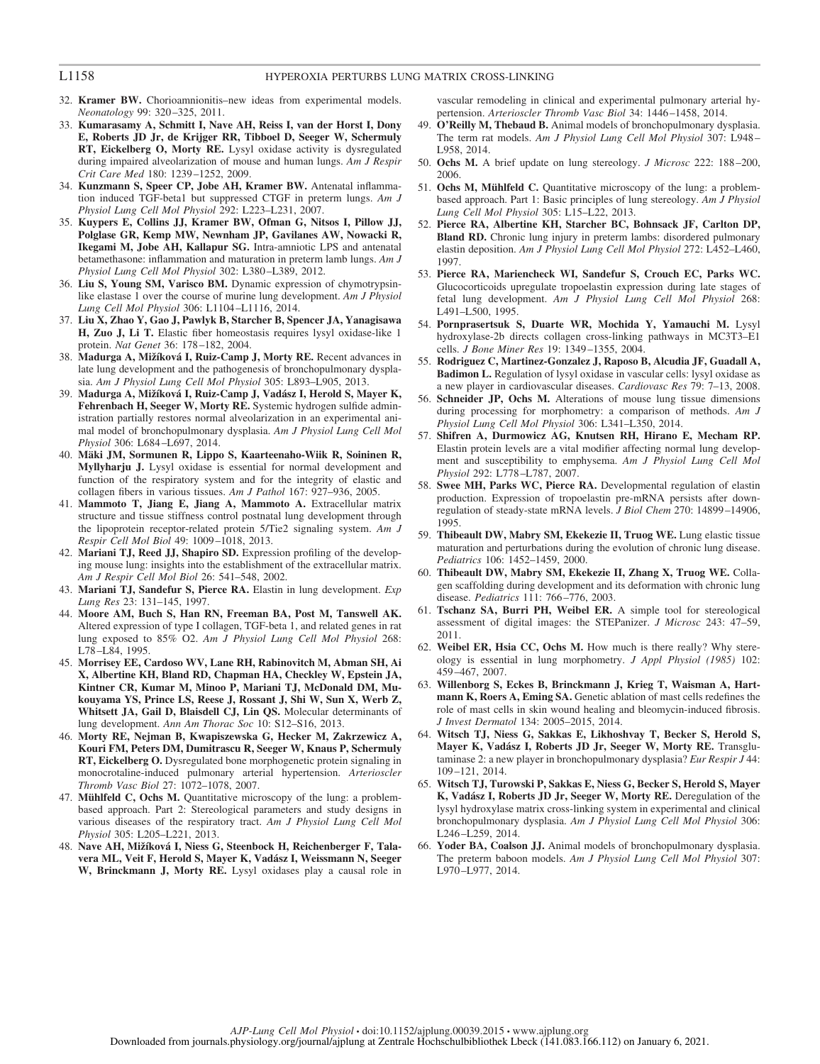32. **Kramer BW.** Chorioamnionitis–new ideas from experimental models. *Neonatology* 99: 320–325, 2011.
33. **Kumarasamy A, Schmitt I, Nave AH, Reiss I, van der Horst I, Dony E, Roberts JD Jr, de Krijger RR, Tibboel D, Seeger W, Schermuly RT, Eickelberg O, Morty RE.** Lysyl oxidase activity is dysregulated during impaired alveolarization of mouse and human lungs. *Am J Respir Crit Care Med* 180: 1239–1252, 2009.
34. **Kunzmann S, Speer CP, Jobe AH, Kramer BW.** Antenatal inflammation induced TGF-beta1 but suppressed CTGF in preterm lungs. *Am J Physiol Lung Cell Mol Physiol* 292: L223–L231, 2007.
35. **Kuypers E, Collins JJ, Kramer BW, Ofman G, Nitsos I, Pillow JJ, Polglase GR, Kemp MW, Newnham JP, Gavilanes AW, Nowacki R, Ikegami M, Jobe AH, Kallapur SG.** Intra-amniotic LPS and antenatal betamethasone: inflammation and maturation in preterm lamb lungs. *Am J Physiol Lung Cell Mol Physiol* 302: L380–L389, 2012.
36. **Liu S, Young SM, Varisco BM.** Dynamic expression of chymotrypsin-like elastase 1 over the course of murine lung development. *Am J Physiol Lung Cell Mol Physiol* 306: L1104–L1116, 2014.
37. **Liu X, Zhao Y, Gao J, Pawlyk B, Starcher B, Spencer JA, Yanagisawa H, Zuo J, Li T.** Elastic fiber homeostasis requires lysyl oxidase-like 1 protein. *Nat Genet* 36: 178–182, 2004.
38. **Madurga A, Mižíková I, Ruiz-Camp J, Morty RE.** Recent advances in late lung development and the pathogenesis of bronchopulmonary dysplasia. *Am J Physiol Lung Cell Mol Physiol* 305: L893–L905, 2013.
39. **Madurga A, Mižíková I, Ruiz-Camp J, Vadász I, Herold S, Mayer K, Fehrenbach H, Seeger W, Morty RE.** Systemic hydrogen sulfide administration partially restores normal alveolarization in an experimental animal model of bronchopulmonary dysplasia. *Am J Physiol Lung Cell Mol Physiol* 306: L684–L697, 2014.
40. **Mäki JM, Sormunen R, Lippo S, Kaarteenaho-Wiik R, Soininen R, Myllyharju J.** Lysyl oxidase is essential for normal development and function of the respiratory system and for the integrity of elastic and collagen fibers in various tissues. *Am J Pathol* 167: 927–936, 2005.
41. **Mammoto T, Jiang E, Jiang A, Mammoto A.** Extracellular matrix structure and tissue stiffness control postnatal lung development through the lipoprotein receptor-related protein 5/Tie2 signaling system. *Am J Respir Cell Mol Biol* 49: 1009–1018, 2013.
42. **Mariani TJ, Reed JJ, Shapiro SD.** Expression profiling of the developing mouse lung: insights into the establishment of the extracellular matrix. *Am J Respir Cell Mol Biol* 26: 541–548, 2002.
43. **Mariani TJ, Sandefur S, Pierce RA.** Elastin in lung development. *Exp Lung Res* 23: 131–145, 1997.
44. **Moore AM, Buch S, Han RN, Freeman BA, Post M, Tanswell AK.** Altered expression of type I collagen, TGF-beta 1, and related genes in rat lung exposed to 85% O2. *Am J Physiol Lung Cell Mol Physiol* 268: L78–L84, 1995.
45. **Morrisey EE, Cardoso WV, Lane RH, Rabinovitch M, Abman SH, Ai X, Albertine KH, Bland RD, Chapman HA, Checkley W, Epstein JA, Kintner CR, Kumar M, Minoo P, Mariani TJ, McDonald DM, Mukouyama YS, Prince LS, Reese J, Rossant J, Shi W, Sun X, Werb Z, Whitsett JA, Gail D, Blaisdell CJ, Lin QS.** Molecular determinants of lung development. *Ann Am Thorac Soc* 10: S12–S16, 2013.
46. **Morty RE, Nejman B, Kwapiszewska G, Hecker M, Zakrzewicz A, Kouri FM, Peters DM, Dumitrascu R, Seeger W, Knaus P, Schermuly RT, Eickelberg O.** Dysregulated bone morphogenetic protein signaling in monocrotaline-induced pulmonary arterial hypertension. *Arterioscler Thromb Vasc Biol* 27: 1072–1078, 2007.
47. **Mühlfeld C, Ochs M.** Quantitative microscopy of the lung: a problem-based approach. Part 2: Stereological parameters and study designs in various diseases of the respiratory tract. *Am J Physiol Lung Cell Mol Physiol* 305: L205–L221, 2013.
48. **Nave AH, Mižíková I, Niess G, Steenbock H, Reichenberger F, Talavera ML, Veit F, Herold S, Mayer K, Vadász I, Weissmann N, Seeger W, Brinckmann J, Morty RE.** Lysyl oxidases play a causal role in vascular remodeling in clinical and experimental pulmonary arterial hypertension. *Arterioscler Thromb Vasc Biol* 34: 1446–1458, 2014.
49. **O'Reilly M, Thebaud B.** Animal models of bronchopulmonary dysplasia. The term rat models. *Am J Physiol Lung Cell Mol Physiol* 307: L948–L958, 2014.
50. **Ochs M.** A brief update on lung stereology. *J Microsc* 222: 188–200, 2006.
51. **Ochs M, Mühlfeld C.** Quantitative microscopy of the lung: a problem-based approach. Part 1: Basic principles of lung stereology. *Am J Physiol Lung Cell Mol Physiol* 305: L15–L22, 2013.
52. **Pierce RA, Albertine KH, Starcher BC, Bohnsack JF, Carlton DP, Bland RD.** Chronic lung injury in preterm lambs: disordered pulmonary elastin deposition. *Am J Physiol Lung Cell Mol Physiol* 272: L452–L460, 1997.
53. **Pierce RA, Mariencheck WI, Sandefur S, Crouch EC, Parks WC.** Glucocorticoids upregulate tropoelastin expression during late stages of fetal lung development. *Am J Physiol Lung Cell Mol Physiol* 268: L491–L500, 1995.
54. **Pornprasertsuk S, Duarte WR, Mochida Y, Yamauchi M.** Lysyl hydroxylase-2b directs collagen cross-linking pathways in MC3T3–E1 cells. *J Bone Miner Res* 19: 1349–1355, 2004.
55. **Rodriguez C, Martinez-Gonzalez J, Raposo B, Alcudia JF, Guadall A, Badimon L.** Regulation of lysyl oxidase in vascular cells: lysyl oxidase as a new player in cardiovascular diseases. *Cardiovasc Res* 79: 7–13, 2008.
56. **Schneider JP, Ochs M.** Alterations of mouse lung tissue dimensions during processing for morphometry: a comparison of methods. *Am J Physiol Lung Cell Mol Physiol* 306: L341–L350, 2014.
57. **Shifren A, Durmowicz AG, Knutsen RH, Hirano E, Mecham RP.** Elastin protein levels are a vital modifier affecting normal lung development and susceptibility to emphysema. *Am J Physiol Lung Cell Mol Physiol* 292: L778–L787, 2007.
58. **Swee MH, Parks WC, Pierce RA.** Developmental regulation of elastin production. Expression of tropoelastin pre-mRNA persists after down-regulation of steady-state mRNA levels. *J Biol Chem* 270: 14899–14906, 1995.
59. **Thibeault DW, Mabry SM, Ekekezie II, Truog WE.** Lung elastic tissue maturation and perturbations during the evolution of chronic lung disease. *Pediatrics* 106: 1452–1459, 2000.
60. **Thibeault DW, Mabry SM, Ekekezie II, Zhang X, Truog WE.** Collagen scaffolding during development and its deformation with chronic lung disease. *Pediatrics* 111: 766–776, 2003.
61. **Tschanz SA, Burri PH, Weibel ER.** A simple tool for stereological assessment of digital images: the STEPanizer. *J Microsc* 243: 47–59, 2011.
62. **Weibel ER, Hsia CC, Ochs M.** How much is there really? Why stereology is essential in lung morphometry. *J Appl Physiol (1985)* 102: 459–467, 2007.
63. **Willenborg S, Eckes B, Brinckmann J, Krieg T, Waisman A, Hartmann K, Roers A, Eming SA.** Genetic ablation of mast cells redefines the role of mast cells in skin wound healing and bleomycin-induced fibrosis. *J Invest Dermatol* 134: 2005–2015, 2014.
64. **Witsch TJ, Niess G, Sakkas E, Likhoshvay T, Becker S, Herold S, Mayer K, Vadász I, Roberts JD Jr, Seeger W, Morty RE.** Transglutaminase 2: a new player in bronchopulmonary dysplasia? *Eur Respir J* 44: 109–121, 2014.
65. **Witsch TJ, Turowski P, Sakkas E, Niess G, Becker S, Herold S, Mayer K, Vadász I, Roberts JD Jr, Seeger W, Morty RE.** Deregulation of the lysyl hydroxylase matrix cross-linking system in experimental and clinical bronchopulmonary dysplasia. *Am J Physiol Lung Cell Mol Physiol* 306: L246–L259, 2014.
66. **Yoder BA, Coalson JJ.** Animal models of bronchopulmonary dysplasia. The preterm baboon models. *Am J Physiol Lung Cell Mol Physiol* 307: L970–L977, 2014.